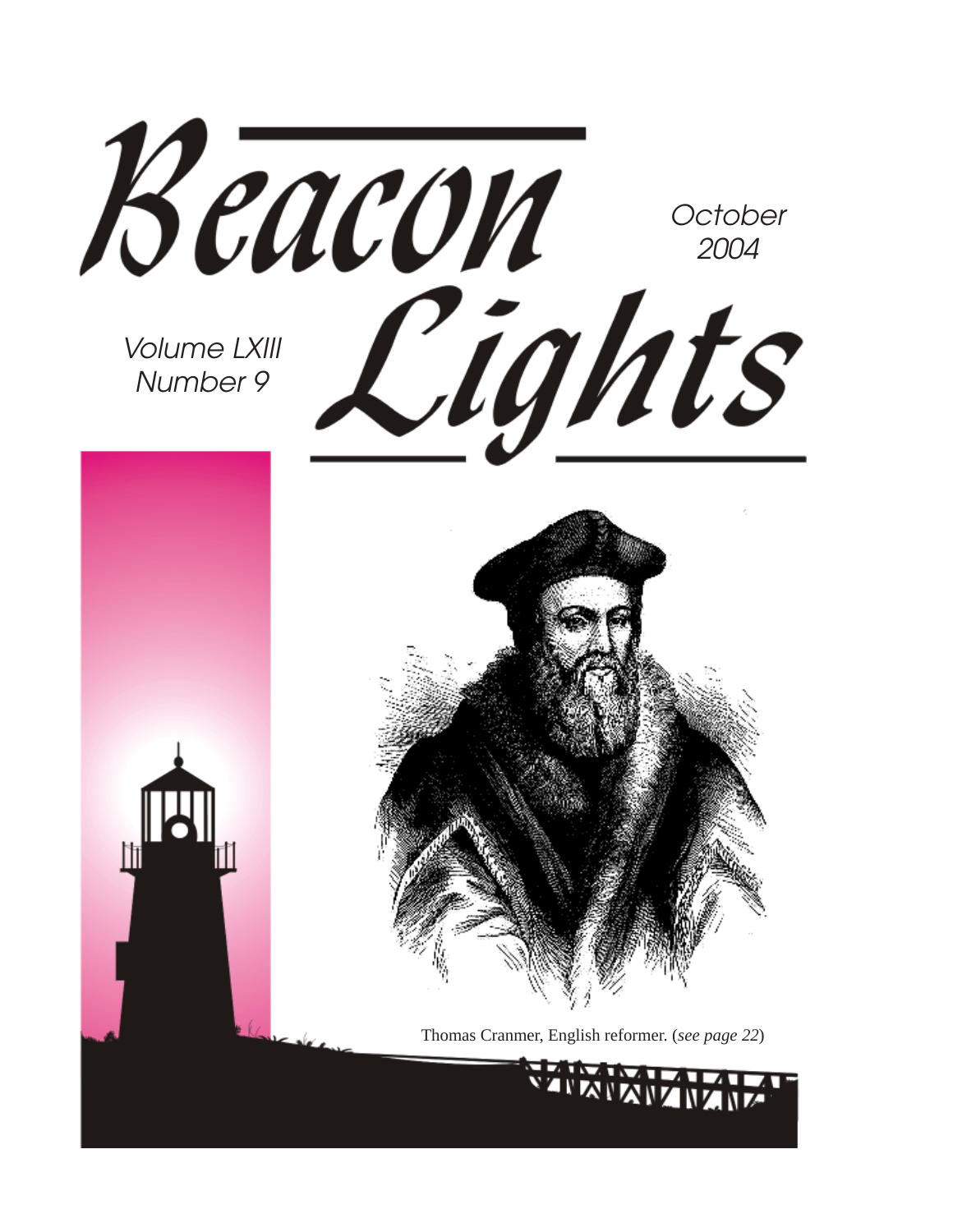# Beacon Lights

October 2004

Volume LXIII
Number 9

Thomas Cranmer, English reformer. (*see page 22*)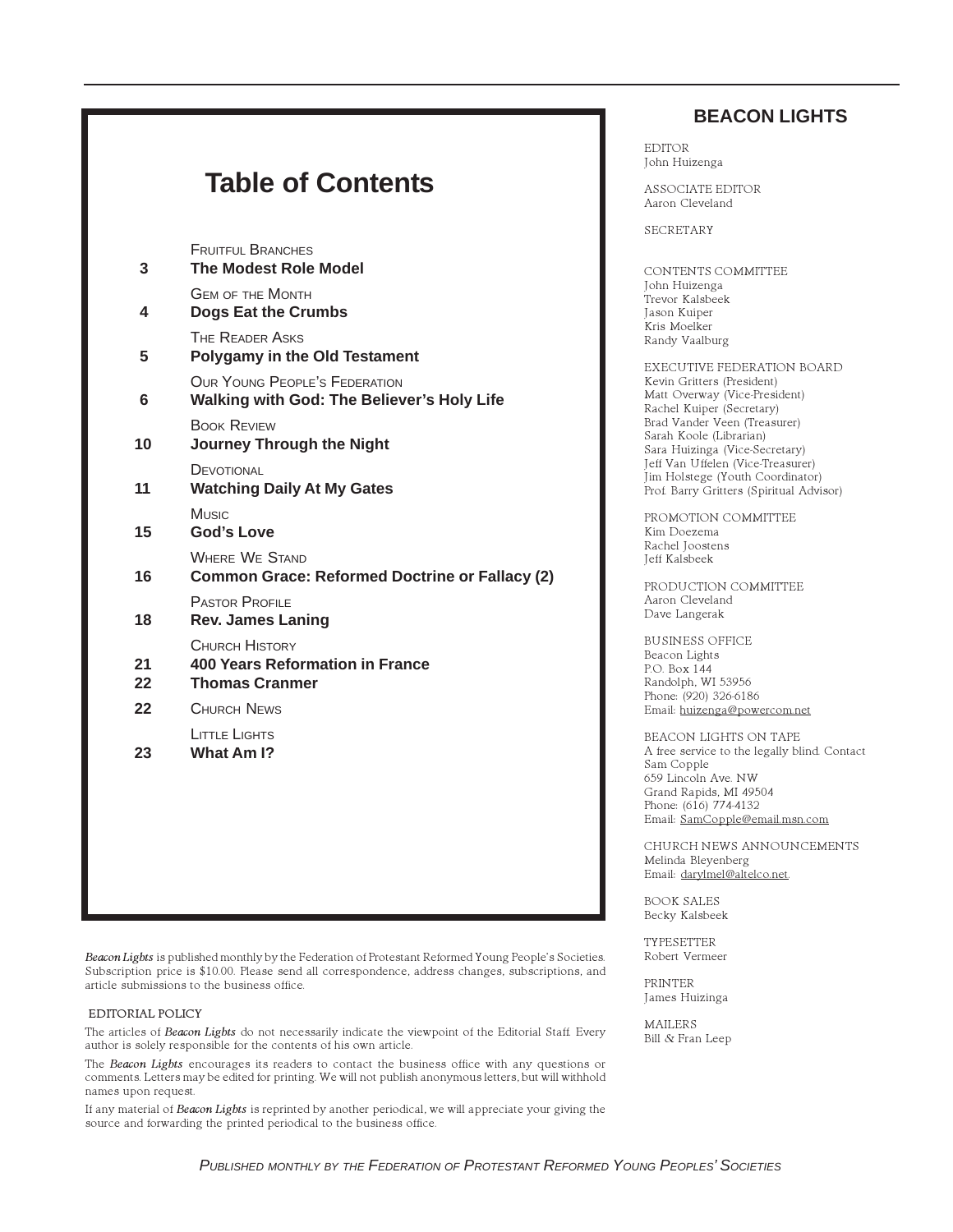# Table of Contents

| Page | Section / Title |
|---|---|
| | FRUITFUL BRANCHES |
| 3 | **The Modest Role Model** |
| | GEM OF THE MONTH |
| 4 | **Dogs Eat the Crumbs** |
| | THE READER ASKS |
| 5 | **Polygamy in the Old Testament** |
| | OUR YOUNG PEOPLE'S FEDERATION |
| 6 | **Walking with God: The Believer's Holy Life** |
| | BOOK REVIEW |
| 10 | **Journey Through the Night** |
| | DEVOTIONAL |
| 11 | **Watching Daily At My Gates** |
| | MUSIC |
| 15 | **God's Love** |
| | WHERE WE STAND |
| 16 | **Common Grace: Reformed Doctrine or Fallacy (2)** |
| | PASTOR PROFILE |
| 18 | **Rev. James Laning** |
| | CHURCH HISTORY |
| 21 | **400 Years Reformation in France** |
| 22 | **Thomas Cranmer** |
| 22 | CHURCH NEWS |
| | LITTLE LIGHTS |
| 23 | **What Am I?** |

*Beacon Lights* is published monthly by the Federation of Protestant Reformed Young People's Societies. Subscription price is $10.00. Please send all correspondence, address changes, subscriptions, and article submissions to the business office.

EDITORIAL POLICY

The articles of *Beacon Lights* do not necessarily indicate the viewpoint of the Editorial Staff. Every author is solely responsible for the contents of his own article.

The *Beacon Lights* encourages its readers to contact the business office with any questions or comments. Letters may be edited for printing. We will not publish anonymous letters, but will withhold names upon request.

If any material of *Beacon Lights* is reprinted by another periodical, we will appreciate your giving the source and forwarding the printed periodical to the business office.

## BEACON LIGHTS

EDITOR
John Huizenga

ASSOCIATE EDITOR
Aaron Cleveland

SECRETARY

CONTENTS COMMITTEE
John Huizenga
Trevor Kalsbeek
Jason Kuiper
Kris Moelker
Randy Vaalburg

EXECUTIVE FEDERATION BOARD
Kevin Gritters (President)
Matt Overway (Vice-President)
Rachel Kuiper (Secretary)
Brad Vander Veen (Treasurer)
Sarah Koole (Librarian)
Sara Huizinga (Vice-Secretary)
Jeff Van Uffelen (Vice-Treasurer)
Jim Holstege (Youth Coordinator)
Prof. Barry Gritters (Spiritual Advisor)

PROMOTION COMMITTEE
Kim Doezema
Rachel Joostens
Jeff Kalsbeek

PRODUCTION COMMITTEE
Aaron Cleveland
Dave Langerak

BUSINESS OFFICE
Beacon Lights
P.O. Box 144
Randolph, WI 53956
Phone: (920) 326-6186
Email: huizenga@powercom.net

BEACON LIGHTS ON TAPE
A free service to the legally blind. Contact
Sam Copple
659 Lincoln Ave. NW
Grand Rapids, MI 49504
Phone: (616) 774-4132
Email: SamCopple@email.msn.com

CHURCH NEWS ANNOUNCEMENTS
Melinda Bleyenberg
Email: darylmel@altelco.net.

BOOK SALES
Becky Kalsbeek

TYPESETTER
Robert Vermeer

PRINTER
James Huizinga

MAILERS
Bill & Fran Leep

*PUBLISHED MONTHLY BY THE FEDERATION OF PROTESTANT REFORMED YOUNG PEOPLES' SOCIETIES*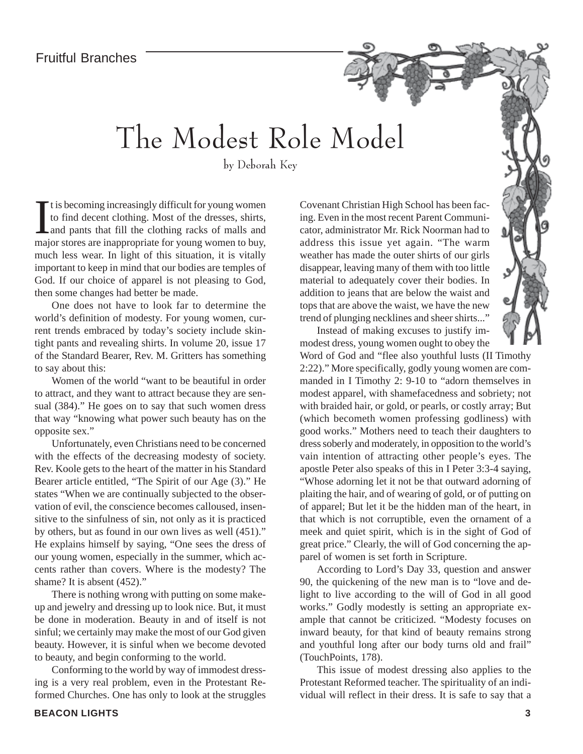Fruitful Branches

# The Modest Role Model

by Deborah Key

It is becoming increasingly difficult for young women to find decent clothing. Most of the dresses, shirts, and pants that fill the clothing racks of malls and major stores are inappropriate for young women to buy, much less wear. In light of this situation, it is vitally important to keep in mind that our bodies are temples of God. If our choice of apparel is not pleasing to God, then some changes had better be made.

One does not have to look far to determine the world's definition of modesty. For young women, current trends embraced by today's society include skin-tight pants and revealing shirts. In volume 20, issue 17 of the Standard Bearer, Rev. M. Gritters has something to say about this:

Women of the world "want to be beautiful in order to attract, and they want to attract because they are sensual (384)." He goes on to say that such women dress that way "knowing what power such beauty has on the opposite sex."

Unfortunately, even Christians need to be concerned with the effects of the decreasing modesty of society. Rev. Koole gets to the heart of the matter in his Standard Bearer article entitled, "The Spirit of our Age (3)." He states "When we are continually subjected to the observation of evil, the conscience becomes calloused, insensitive to the sinfulness of sin, not only as it is practiced by others, but as found in our own lives as well (451)." He explains himself by saying, "One sees the dress of our young women, especially in the summer, which accents rather than covers. Where is the modesty? The shame? It is absent (452)."

There is nothing wrong with putting on some makeup and jewelry and dressing up to look nice. But, it must be done in moderation. Beauty in and of itself is not sinful; we certainly may make the most of our God given beauty. However, it is sinful when we become devoted to beauty, and begin conforming to the world.

Conforming to the world by way of immodest dressing is a very real problem, even in the Protestant Reformed Churches. One has only to look at the struggles Covenant Christian High School has been facing. Even in the most recent Parent Communicator, administrator Mr. Rick Noorman had to address this issue yet again. "The warm weather has made the outer shirts of our girls disappear, leaving many of them with too little material to adequately cover their bodies. In addition to jeans that are below the waist and tops that are above the waist, we have the new trend of plunging necklines and sheer shirts..."

Instead of making excuses to justify immodest dress, young women ought to obey the Word of God and "flee also youthful lusts (II Timothy 2:22)." More specifically, godly young women are commanded in I Timothy 2: 9-10 to "adorn themselves in modest apparel, with shamefacedness and sobriety; not with braided hair, or gold, or pearls, or costly array; But (which becometh women professing godliness) with good works." Mothers need to teach their daughters to dress soberly and moderately, in opposition to the world's vain intention of attracting other people's eyes. The apostle Peter also speaks of this in I Peter 3:3-4 saying, "Whose adorning let it not be that outward adorning of plaiting the hair, and of wearing of gold, or of putting on of apparel; But let it be the hidden man of the heart, in that which is not corruptible, even the ornament of a meek and quiet spirit, which is in the sight of God of great price." Clearly, the will of God concerning the apparel of women is set forth in Scripture.

According to Lord's Day 33, question and answer 90, the quickening of the new man is to "love and delight to live according to the will of God in all good works." Godly modestly is setting an appropriate example that cannot be criticized. "Modesty focuses on inward beauty, for that kind of beauty remains strong and youthful long after our body turns old and frail" (TouchPoints, 178).

This issue of modest dressing also applies to the Protestant Reformed teacher. The spirituality of an individual will reflect in their dress. It is safe to say that a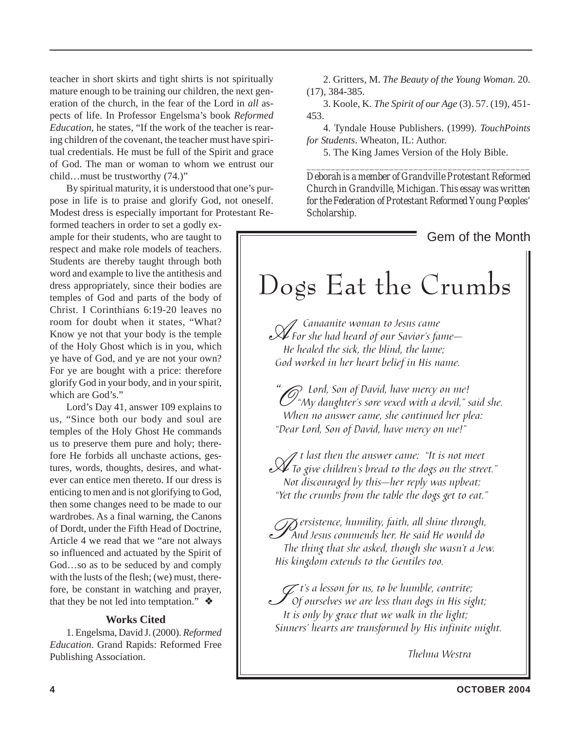teacher in short skirts and tight shirts is not spiritually mature enough to be training our children, the next generation of the church, in the fear of the Lord in *all* aspects of life. In Professor Engelsma's book *Reformed Education*, he states, "If the work of the teacher is rearing children of the covenant, the teacher must have spiritual credentials. He must be full of the Spirit and grace of God. The man or woman to whom we entrust our child…must be trustworthy (74.)"

By spiritual maturity, it is understood that one's purpose in life is to praise and glorify God, not oneself. Modest dress is especially important for Protestant Reformed teachers in order to set a godly example for their students, who are taught to respect and make role models of teachers. Students are thereby taught through both word and example to live the antithesis and dress appropriately, since their bodies are temples of God and parts of the body of Christ. I Corinthians 6:19-20 leaves no room for doubt when it states, "What? Know ye not that your body is the temple of the Holy Ghost which is in you, which ye have of God, and ye are not your own? For ye are bought with a price: therefore glorify God in your body, and in your spirit, which are God's."

Lord's Day 41, answer 109 explains to us, "Since both our body and soul are temples of the Holy Ghost He commands us to preserve them pure and holy; therefore He forbids all unchaste actions, gestures, words, thoughts, desires, and whatever can entice men thereto. If our dress is enticing to men and is not glorifying to God, then some changes need to be made to our wardrobes. As a final warning, the Canons of Dordt, under the Fifth Head of Doctrine, Article 4 we read that we "are not always so influenced and actuated by the Spirit of God…so as to be seduced by and comply with the lusts of the flesh; (we) must, therefore, be constant in watching and prayer, that they be not led into temptation." ❖

**Works Cited**

1. Engelsma, David J. (2000). *Reformed Education*. Grand Rapids: Reformed Free Publishing Association.

2. Gritters, M. *The Beauty of the Young Woman*. 20. (17), 384-385.

3. Koole, K. *The Spirit of our Age* (3). 57. (19), 451-453.

4. Tyndale House Publishers. (1999). *TouchPoints for Students*. Wheaton, IL: Author.

5. The King James Version of the Holy Bible.

---

*Deborah is a member of Grandville Protestant Reformed Church in Grandville, Michigan. This essay was written for the Federation of Protestant Reformed Young Peoples' Scholarship.*

## Gem of the Month

# Dogs Eat the Crumbs

*A Canaanite woman to Jesus came*
*For she had heard of our Savior's fame—*
*He healed the sick, the blind, the lame;*
*God worked in her heart belief in His name.*

*"O Lord, Son of David, have mercy on me!*
*"My daughter's sore vexed with a devil," said she.*
*When no answer came, she continued her plea:*
*"Dear Lord, Son of David, have mercy on me!"*

*At last then the answer came: "It is not meet*
*To give children's bread to the dogs on the street."*
*Not discouraged by this—her reply was upbeat:*
*"Yet the crumbs from the table the dogs get to eat."*

*Persistence, humility, faith, all shine through,*
*And Jesus commends her. He said He would do*
*The thing that she asked, though she wasn't a Jew.*
*His kingdom extends to the Gentiles too.*

*It's a lesson for us, to be humble, contrite;*
*Of ourselves we are less than dogs in His sight;*
*It is only by grace that we walk in the light;*
*Sinners' hearts are transformed by His infinite might.*

*Thelma Westra*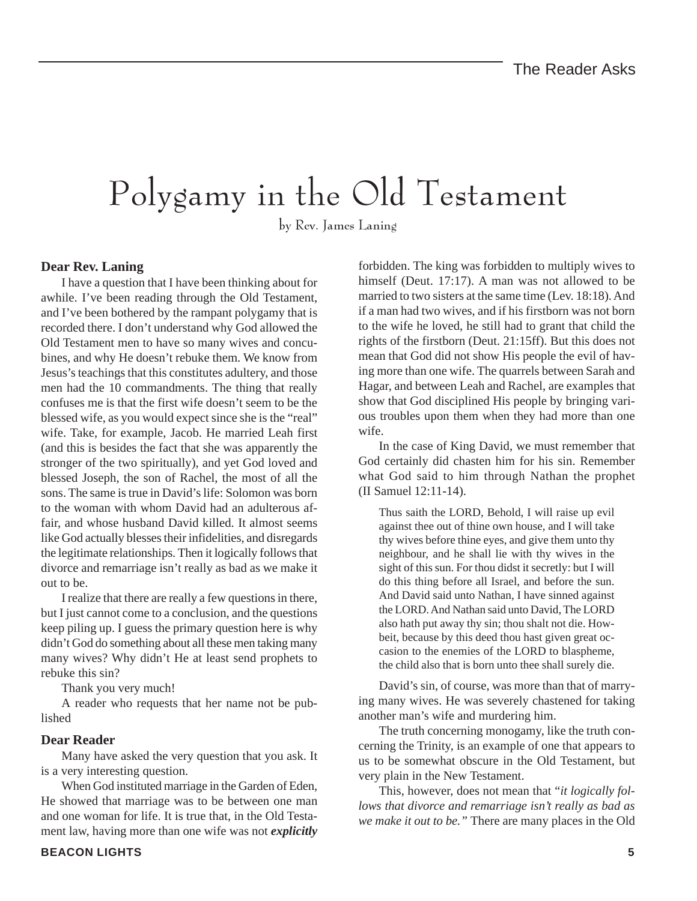# Polygamy in the Old Testament

by Rev. James Laning

**Dear Rev. Laning**

I have a question that I have been thinking about for awhile. I've been reading through the Old Testament, and I've been bothered by the rampant polygamy that is recorded there. I don't understand why God allowed the Old Testament men to have so many wives and concubines, and why He doesn't rebuke them. We know from Jesus's teachings that this constitutes adultery, and those men had the 10 commandments. The thing that really confuses me is that the first wife doesn't seem to be the blessed wife, as you would expect since she is the "real" wife. Take, for example, Jacob. He married Leah first (and this is besides the fact that she was apparently the stronger of the two spiritually), and yet God loved and blessed Joseph, the son of Rachel, the most of all the sons. The same is true in David's life: Solomon was born to the woman with whom David had an adulterous affair, and whose husband David killed. It almost seems like God actually blesses their infidelities, and disregards the legitimate relationships. Then it logically follows that divorce and remarriage isn't really as bad as we make it out to be.

I realize that there are really a few questions in there, but I just cannot come to a conclusion, and the questions keep piling up. I guess the primary question here is why didn't God do something about all these men taking many many wives? Why didn't He at least send prophets to rebuke this sin?

Thank you very much!

A reader who requests that her name not be published

**Dear Reader**

Many have asked the very question that you ask. It is a very interesting question.

When God instituted marriage in the Garden of Eden, He showed that marriage was to be between one man and one woman for life. It is true that, in the Old Testament law, having more than one wife was not ***explicitly*** forbidden. The king was forbidden to multiply wives to himself (Deut. 17:17). A man was not allowed to be married to two sisters at the same time (Lev. 18:18). And if a man had two wives, and if his firstborn was not born to the wife he loved, he still had to grant that child the rights of the firstborn (Deut. 21:15ff). But this does not mean that God did not show His people the evil of having more than one wife. The quarrels between Sarah and Hagar, and between Leah and Rachel, are examples that show that God disciplined His people by bringing various troubles upon them when they had more than one wife.

In the case of King David, we must remember that God certainly did chasten him for his sin. Remember what God said to him through Nathan the prophet (II Samuel 12:11-14).

> Thus saith the LORD, Behold, I will raise up evil against thee out of thine own house, and I will take thy wives before thine eyes, and give them unto thy neighbour, and he shall lie with thy wives in the sight of this sun. For thou didst it secretly: but I will do this thing before all Israel, and before the sun. And David said unto Nathan, I have sinned against the LORD. And Nathan said unto David, The LORD also hath put away thy sin; thou shalt not die. Howbeit, because by this deed thou hast given great occasion to the enemies of the LORD to blaspheme, the child also that is born unto thee shall surely die.

David's sin, of course, was more than that of marrying many wives. He was severely chastened for taking another man's wife and murdering him.

The truth concerning monogamy, like the truth concerning the Trinity, is an example of one that appears to us to be somewhat obscure in the Old Testament, but very plain in the New Testament.

This, however, does not mean that "*it logically follows that divorce and remarriage isn't really as bad as we make it out to be.*" There are many places in the Old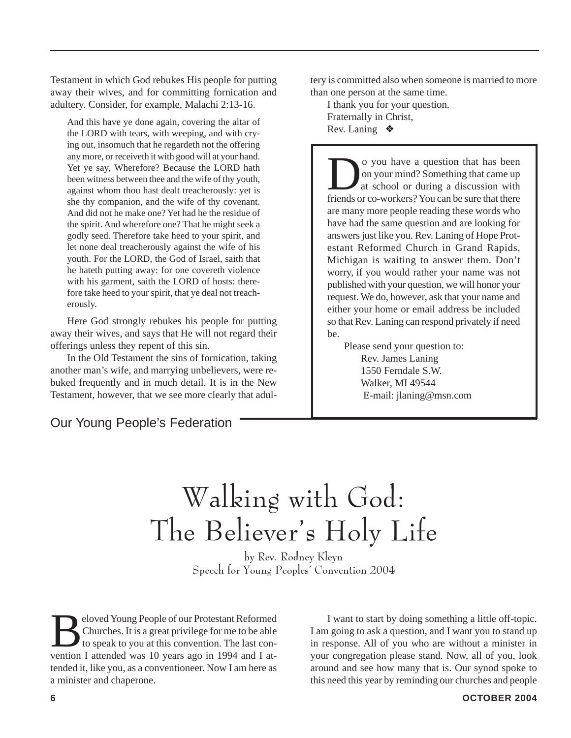Testament in which God rebukes His people for putting away their wives, and for committing fornication and adultery. Consider, for example, Malachi 2:13-16.

> And this have ye done again, covering the altar of the LORD with tears, with weeping, and with crying out, insomuch that he regardeth not the offering any more, or receiveth it with good will at your hand. Yet ye say, Wherefore? Because the LORD hath been witness between thee and the wife of thy youth, against whom thou hast dealt treacherously: yet is she thy companion, and the wife of thy covenant. And did not he make one? Yet had he the residue of the spirit. And wherefore one? That he might seek a godly seed. Therefore take heed to your spirit, and let none deal treacherously against the wife of his youth. For the LORD, the God of Israel, saith that he hateth putting away: for one covereth violence with his garment, saith the LORD of hosts: therefore take heed to your spirit, that ye deal not treacherously.

Here God strongly rebukes his people for putting away their wives, and says that He will not regard their offerings unless they repent of this sin.

In the Old Testament the sins of fornication, taking another man's wife, and marrying unbelievers, were rebuked frequently and in much detail. It is in the New Testament, however, that we see more clearly that adultery is committed also when someone is married to more than one person at the same time.

I thank you for your question.
Fraternally in Christ,
Rev. Laning ❖

Do you have a question that has been on your mind? Something that came up at school or during a discussion with friends or co-workers? You can be sure that there are many more people reading these words who have had the same question and are looking for answers just like you. Rev. Laning of Hope Protestant Reformed Church in Grand Rapids, Michigan is waiting to answer them. Don't worry, if you would rather your name was not published with your question, we will honor your request. We do, however, ask that your name and either your home or email address be included so that Rev. Laning can respond privately if need be.

Please send your question to:
Rev. James Laning
1550 Ferndale S.W.
Walker, MI 49544
E-mail: jlaning@msn.com

Our Young People's Federation

# Walking with God: The Believer's Holy Life

by Rev. Rodney Kleyn
Speech for Young Peoples' Convention 2004

Beloved Young People of our Protestant Reformed Churches. It is a great privilege for me to be able to speak to you at this convention. The last convention I attended was 10 years ago in 1994 and I attended it, like you, as a conventioneer. Now I am here as a minister and chaperone.

I want to start by doing something a little off-topic. I am going to ask a question, and I want you to stand up in response. All of you who are without a minister in your congregation please stand. Now, all of you, look around and see how many that is. Our synod spoke to this need this year by reminding our churches and people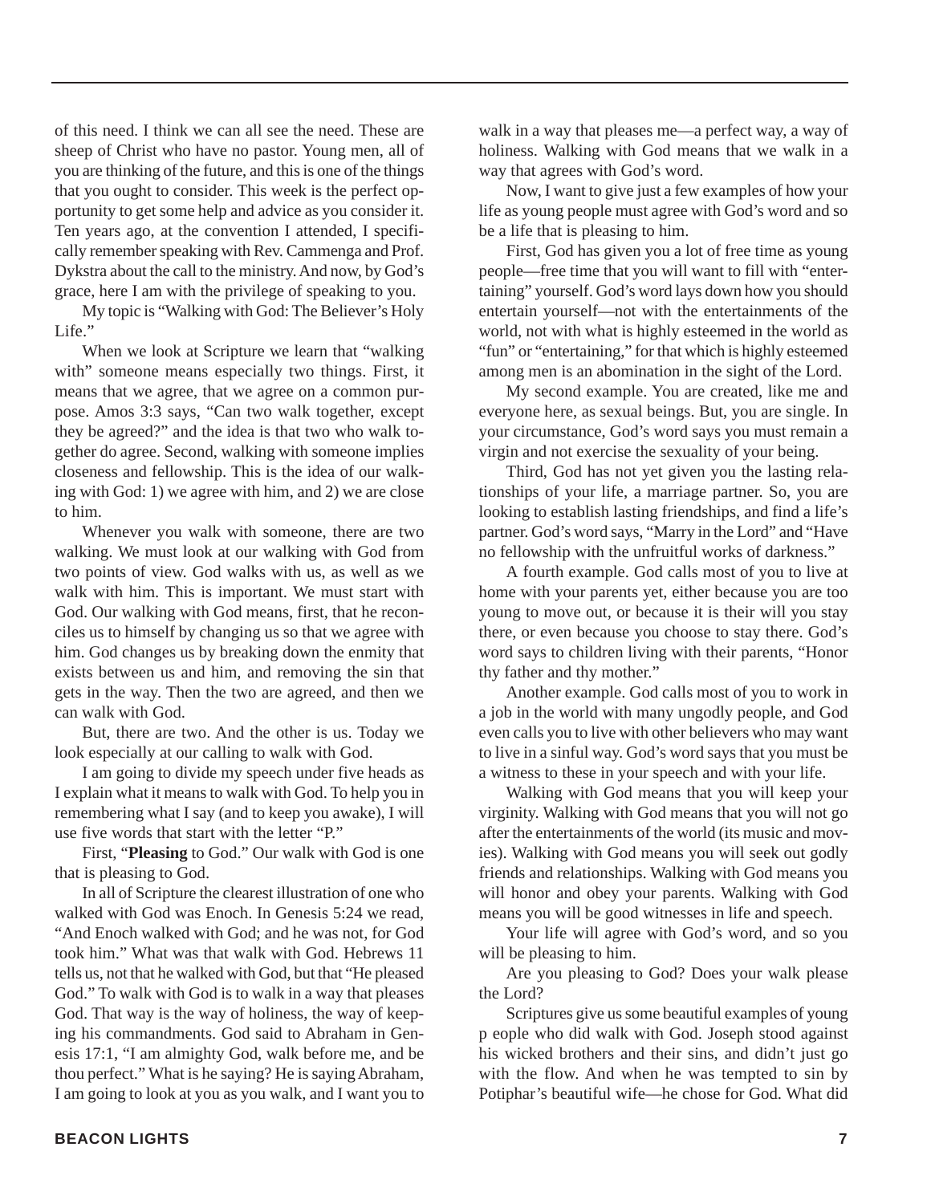of this need. I think we can all see the need. These are sheep of Christ who have no pastor. Young men, all of you are thinking of the future, and this is one of the things that you ought to consider. This week is the perfect opportunity to get some help and advice as you consider it. Ten years ago, at the convention I attended, I specifically remember speaking with Rev. Cammenga and Prof. Dykstra about the call to the ministry. And now, by God's grace, here I am with the privilege of speaking to you.

My topic is "Walking with God: The Believer's Holy Life."

When we look at Scripture we learn that "walking with" someone means especially two things. First, it means that we agree, that we agree on a common purpose. Amos 3:3 says, "Can two walk together, except they be agreed?" and the idea is that two who walk together do agree. Second, walking with someone implies closeness and fellowship. This is the idea of our walking with God: 1) we agree with him, and 2) we are close to him.

Whenever you walk with someone, there are two walking. We must look at our walking with God from two points of view. God walks with us, as well as we walk with him. This is important. We must start with God. Our walking with God means, first, that he reconciles us to himself by changing us so that we agree with him. God changes us by breaking down the enmity that exists between us and him, and removing the sin that gets in the way. Then the two are agreed, and then we can walk with God.

But, there are two. And the other is us. Today we look especially at our calling to walk with God.

I am going to divide my speech under five heads as I explain what it means to walk with God. To help you in remembering what I say (and to keep you awake), I will use five words that start with the letter "P."

First, "**Pleasing** to God." Our walk with God is one that is pleasing to God.

In all of Scripture the clearest illustration of one who walked with God was Enoch. In Genesis 5:24 we read, "And Enoch walked with God; and he was not, for God took him." What was that walk with God. Hebrews 11 tells us, not that he walked with God, but that "He pleased God." To walk with God is to walk in a way that pleases God. That way is the way of holiness, the way of keeping his commandments. God said to Abraham in Genesis 17:1, "I am almighty God, walk before me, and be thou perfect." What is he saying? He is saying Abraham, I am going to look at you as you walk, and I want you to walk in a way that pleases me—a perfect way, a way of holiness. Walking with God means that we walk in a way that agrees with God's word.

Now, I want to give just a few examples of how your life as young people must agree with God's word and so be a life that is pleasing to him.

First, God has given you a lot of free time as young people—free time that you will want to fill with "entertaining" yourself. God's word lays down how you should entertain yourself—not with the entertainments of the world, not with what is highly esteemed in the world as "fun" or "entertaining," for that which is highly esteemed among men is an abomination in the sight of the Lord.

My second example. You are created, like me and everyone here, as sexual beings. But, you are single. In your circumstance, God's word says you must remain a virgin and not exercise the sexuality of your being.

Third, God has not yet given you the lasting relationships of your life, a marriage partner. So, you are looking to establish lasting friendships, and find a life's partner. God's word says, "Marry in the Lord" and "Have no fellowship with the unfruitful works of darkness."

A fourth example. God calls most of you to live at home with your parents yet, either because you are too young to move out, or because it is their will you stay there, or even because you choose to stay there. God's word says to children living with their parents, "Honor thy father and thy mother."

Another example. God calls most of you to work in a job in the world with many ungodly people, and God even calls you to live with other believers who may want to live in a sinful way. God's word says that you must be a witness to these in your speech and with your life.

Walking with God means that you will keep your virginity. Walking with God means that you will not go after the entertainments of the world (its music and movies). Walking with God means you will seek out godly friends and relationships. Walking with God means you will honor and obey your parents. Walking with God means you will be good witnesses in life and speech.

Your life will agree with God's word, and so you will be pleasing to him.

Are you pleasing to God? Does your walk please the Lord?

Scriptures give us some beautiful examples of young p eople who did walk with God. Joseph stood against his wicked brothers and their sins, and didn't just go with the flow. And when he was tempted to sin by Potiphar's beautiful wife—he chose for God. What did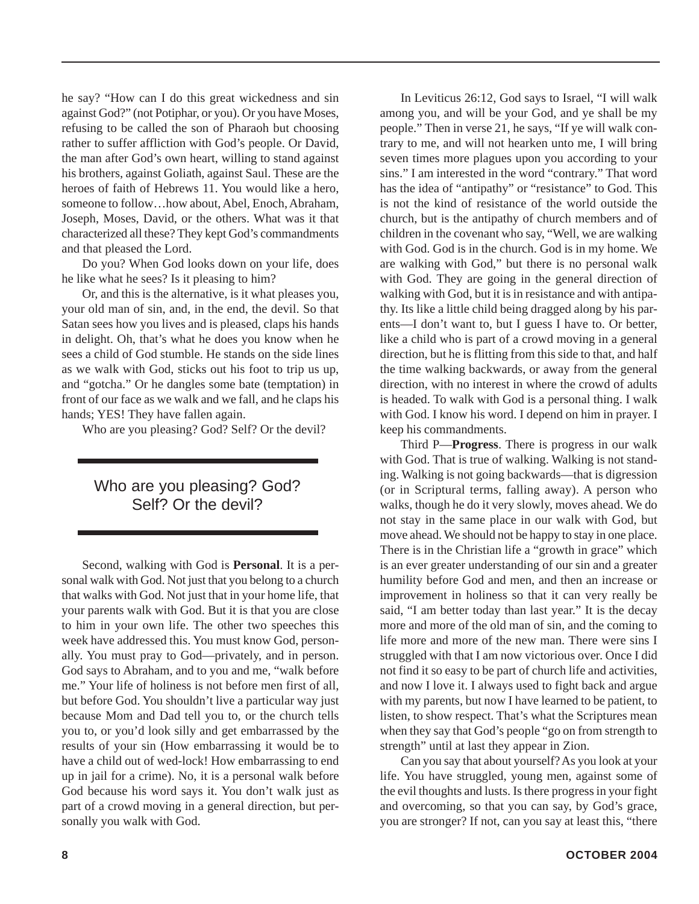he say? "How can I do this great wickedness and sin against God?" (not Potiphar, or you). Or you have Moses, refusing to be called the son of Pharaoh but choosing rather to suffer affliction with God's people. Or David, the man after God's own heart, willing to stand against his brothers, against Goliath, against Saul. These are the heroes of faith of Hebrews 11. You would like a hero, someone to follow…how about, Abel, Enoch, Abraham, Joseph, Moses, David, or the others. What was it that characterized all these? They kept God's commandments and that pleased the Lord.

Do you? When God looks down on your life, does he like what he sees? Is it pleasing to him?

Or, and this is the alternative, is it what pleases you, your old man of sin, and, in the end, the devil. So that Satan sees how you lives and is pleased, claps his hands in delight. Oh, that's what he does you know when he sees a child of God stumble. He stands on the side lines as we walk with God, sticks out his foot to trip us up, and "gotcha." Or he dangles some bate (temptation) in front of our face as we walk and we fall, and he claps his hands; YES! They have fallen again.

Who are you pleasing? God? Self? Or the devil?

> Who are you pleasing? God? Self? Or the devil?

Second, walking with God is **Personal**. It is a personal walk with God. Not just that you belong to a church that walks with God. Not just that in your home life, that your parents walk with God. But it is that you are close to him in your own life. The other two speeches this week have addressed this. You must know God, personally. You must pray to God—privately, and in person. God says to Abraham, and to you and me, "walk before me." Your life of holiness is not before men first of all, but before God. You shouldn't live a particular way just because Mom and Dad tell you to, or the church tells you to, or you'd look silly and get embarrassed by the results of your sin (How embarrassing it would be to have a child out of wed-lock! How embarrassing to end up in jail for a crime). No, it is a personal walk before God because his word says it. You don't walk just as part of a crowd moving in a general direction, but personally you walk with God.

In Leviticus 26:12, God says to Israel, "I will walk among you, and will be your God, and ye shall be my people." Then in verse 21, he says, "If ye will walk contrary to me, and will not hearken unto me, I will bring seven times more plagues upon you according to your sins." I am interested in the word "contrary." That word has the idea of "antipathy" or "resistance" to God. This is not the kind of resistance of the world outside the church, but is the antipathy of church members and of children in the covenant who say, "Well, we are walking with God. God is in the church. God is in my home. We are walking with God," but there is no personal walk with God. They are going in the general direction of walking with God, but it is in resistance and with antipathy. Its like a little child being dragged along by his parents—I don't want to, but I guess I have to. Or better, like a child who is part of a crowd moving in a general direction, but he is flitting from this side to that, and half the time walking backwards, or away from the general direction, with no interest in where the crowd of adults is headed. To walk with God is a personal thing. I walk with God. I know his word. I depend on him in prayer. I keep his commandments.

Third P—**Progress**. There is progress in our walk with God. That is true of walking. Walking is not standing. Walking is not going backwards—that is digression (or in Scriptural terms, falling away). A person who walks, though he do it very slowly, moves ahead. We do not stay in the same place in our walk with God, but move ahead. We should not be happy to stay in one place. There is in the Christian life a "growth in grace" which is an ever greater understanding of our sin and a greater humility before God and men, and then an increase or improvement in holiness so that it can very really be said, "I am better today than last year." It is the decay more and more of the old man of sin, and the coming to life more and more of the new man. There were sins I struggled with that I am now victorious over. Once I did not find it so easy to be part of church life and activities, and now I love it. I always used to fight back and argue with my parents, but now I have learned to be patient, to listen, to show respect. That's what the Scriptures mean when they say that God's people "go on from strength to strength" until at last they appear in Zion.

Can you say that about yourself? As you look at your life. You have struggled, young men, against some of the evil thoughts and lusts. Is there progress in your fight and overcoming, so that you can say, by God's grace, you are stronger? If not, can you say at least this, "there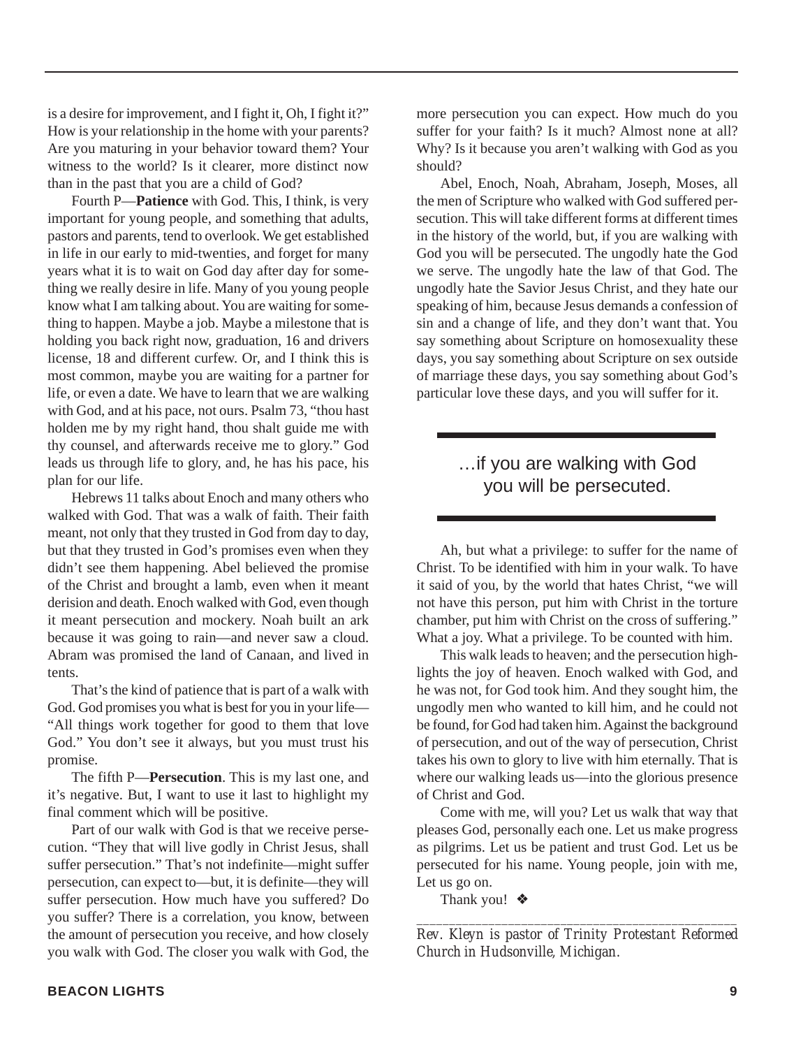is a desire for improvement, and I fight it, Oh, I fight it?" How is your relationship in the home with your parents? Are you maturing in your behavior toward them? Your witness to the world? Is it clearer, more distinct now than in the past that you are a child of God?

Fourth P—**Patience** with God. This, I think, is very important for young people, and something that adults, pastors and parents, tend to overlook. We get established in life in our early to mid-twenties, and forget for many years what it is to wait on God day after day for something we really desire in life. Many of you young people know what I am talking about. You are waiting for something to happen. Maybe a job. Maybe a milestone that is holding you back right now, graduation, 16 and drivers license, 18 and different curfew. Or, and I think this is most common, maybe you are waiting for a partner for life, or even a date. We have to learn that we are walking with God, and at his pace, not ours. Psalm 73, "thou hast holden me by my right hand, thou shalt guide me with thy counsel, and afterwards receive me to glory." God leads us through life to glory, and, he has his pace, his plan for our life.

Hebrews 11 talks about Enoch and many others who walked with God. That was a walk of faith. Their faith meant, not only that they trusted in God from day to day, but that they trusted in God's promises even when they didn't see them happening. Abel believed the promise of the Christ and brought a lamb, even when it meant derision and death. Enoch walked with God, even though it meant persecution and mockery. Noah built an ark because it was going to rain—and never saw a cloud. Abram was promised the land of Canaan, and lived in tents.

That's the kind of patience that is part of a walk with God. God promises you what is best for you in your life—"All things work together for good to them that love God." You don't see it always, but you must trust his promise.

The fifth P—**Persecution**. This is my last one, and it's negative. But, I want to use it last to highlight my final comment which will be positive.

Part of our walk with God is that we receive persecution. "They that will live godly in Christ Jesus, shall suffer persecution." That's not indefinite—might suffer persecution, can expect to—but, it is definite—they will suffer persecution. How much have you suffered? Do you suffer? There is a correlation, you know, between the amount of persecution you receive, and how closely you walk with God. The closer you walk with God, the more persecution you can expect. How much do you suffer for your faith? Is it much? Almost none at all? Why? Is it because you aren't walking with God as you should?

Abel, Enoch, Noah, Abraham, Joseph, Moses, all the men of Scripture who walked with God suffered persecution. This will take different forms at different times in the history of the world, but, if you are walking with God you will be persecuted. The ungodly hate the God we serve. The ungodly hate the law of that God. The ungodly hate the Savior Jesus Christ, and they hate our speaking of him, because Jesus demands a confession of sin and a change of life, and they don't want that. You say something about Scripture on homosexuality these days, you say something about Scripture on sex outside of marriage these days, you say something about God's particular love these days, and you will suffer for it.

> …if you are walking with God you will be persecuted.

Ah, but what a privilege: to suffer for the name of Christ. To be identified with him in your walk. To have it said of you, by the world that hates Christ, "we will not have this person, put him with Christ in the torture chamber, put him with Christ on the cross of suffering." What a joy. What a privilege. To be counted with him.

This walk leads to heaven; and the persecution highlights the joy of heaven. Enoch walked with God, and he was not, for God took him. And they sought him, the ungodly men who wanted to kill him, and he could not be found, for God had taken him. Against the background of persecution, and out of the way of persecution, Christ takes his own to glory to live with him eternally. That is where our walking leads us—into the glorious presence of Christ and God.

Come with me, will you? Let us walk that way that pleases God, personally each one. Let us make progress as pilgrims. Let us be patient and trust God. Let us be persecuted for his name. Young people, join with me, Let us go on.

Thank you! ❖

---

*Rev. Kleyn is pastor of Trinity Protestant Reformed Church in Hudsonville, Michigan.*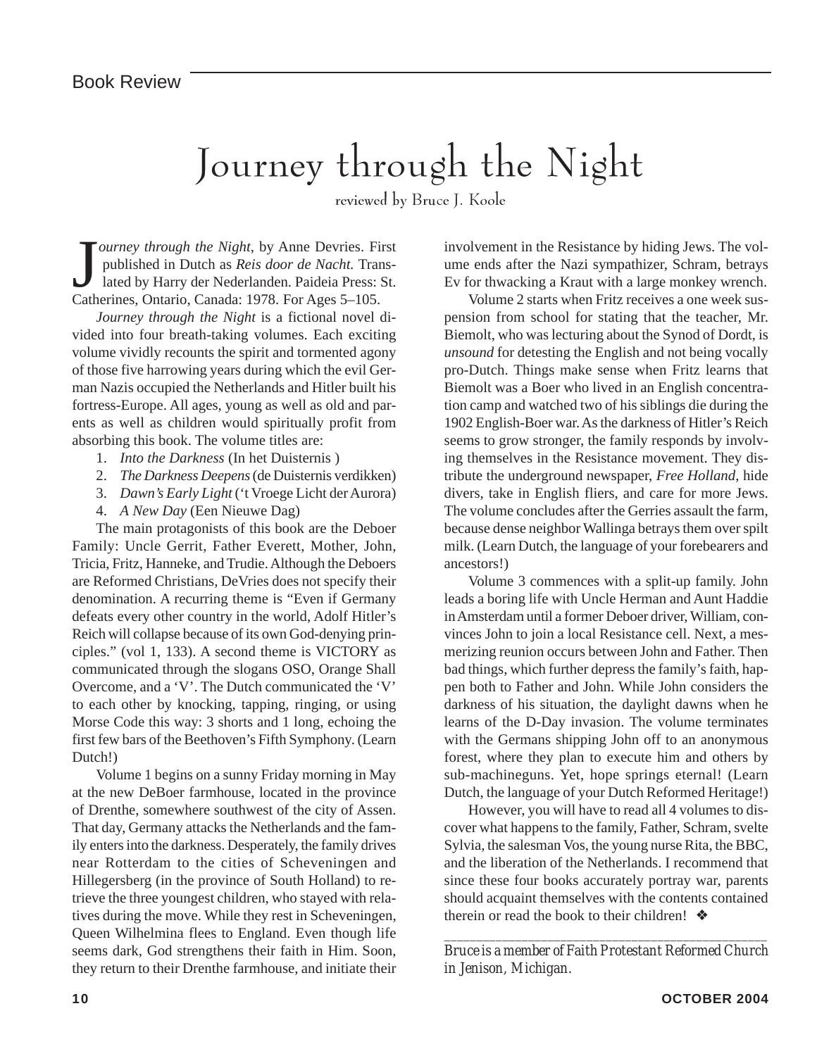Book Review

# Journey through the Night

reviewed by Bruce J. Koole

*Journey through the Night*, by Anne Devries. First published in Dutch as *Reis door de Nacht.* Translated by Harry der Nederlanden. Paideia Press: St. Catherines, Ontario, Canada: 1978. For Ages 5–105.

*Journey through the Night* is a fictional novel divided into four breath-taking volumes. Each exciting volume vividly recounts the spirit and tormented agony of those five harrowing years during which the evil German Nazis occupied the Netherlands and Hitler built his fortress-Europe. All ages, young as well as old and parents as well as children would spiritually profit from absorbing this book. The volume titles are:

1. *Into the Darkness* (In het Duisternis )
2. *The Darkness Deepens* (de Duisternis verdikken)
3. *Dawn's Early Light* ('t Vroege Licht der Aurora)
4. *A New Day* (Een Nieuwe Dag)

The main protagonists of this book are the Deboer Family: Uncle Gerrit, Father Everett, Mother, John, Tricia, Fritz, Hanneke, and Trudie. Although the Deboers are Reformed Christians, DeVries does not specify their denomination. A recurring theme is "Even if Germany defeats every other country in the world, Adolf Hitler's Reich will collapse because of its own God-denying principles." (vol 1, 133). A second theme is VICTORY as communicated through the slogans OSO, Orange Shall Overcome, and a 'V'. The Dutch communicated the 'V' to each other by knocking, tapping, ringing, or using Morse Code this way: 3 shorts and 1 long, echoing the first few bars of the Beethoven's Fifth Symphony. (Learn Dutch!)

Volume 1 begins on a sunny Friday morning in May at the new DeBoer farmhouse, located in the province of Drenthe, somewhere southwest of the city of Assen. That day, Germany attacks the Netherlands and the family enters into the darkness. Desperately, the family drives near Rotterdam to the cities of Scheveningen and Hillegersberg (in the province of South Holland) to retrieve the three youngest children, who stayed with relatives during the move. While they rest in Scheveningen, Queen Wilhelmina flees to England. Even though life seems dark, God strengthens their faith in Him. Soon, they return to their Drenthe farmhouse, and initiate their involvement in the Resistance by hiding Jews. The volume ends after the Nazi sympathizer, Schram, betrays Ev for thwacking a Kraut with a large monkey wrench.

Volume 2 starts when Fritz receives a one week suspension from school for stating that the teacher, Mr. Biemolt, who was lecturing about the Synod of Dordt, is *unsound* for detesting the English and not being vocally pro-Dutch. Things make sense when Fritz learns that Biemolt was a Boer who lived in an English concentration camp and watched two of his siblings die during the 1902 English-Boer war. As the darkness of Hitler's Reich seems to grow stronger, the family responds by involving themselves in the Resistance movement. They distribute the underground newspaper, *Free Holland*, hide divers, take in English fliers, and care for more Jews. The volume concludes after the Gerries assault the farm, because dense neighbor Wallinga betrays them over spilt milk. (Learn Dutch, the language of your forebearers and ancestors!)

Volume 3 commences with a split-up family. John leads a boring life with Uncle Herman and Aunt Haddie in Amsterdam until a former Deboer driver, William, convinces John to join a local Resistance cell. Next, a mesmerizing reunion occurs between John and Father. Then bad things, which further depress the family's faith, happen both to Father and John. While John considers the darkness of his situation, the daylight dawns when he learns of the D-Day invasion. The volume terminates with the Germans shipping John off to an anonymous forest, where they plan to execute him and others by sub-machineguns. Yet, hope springs eternal! (Learn Dutch, the language of your Dutch Reformed Heritage!)

However, you will have to read all 4 volumes to discover what happens to the family, Father, Schram, svelte Sylvia, the salesman Vos, the young nurse Rita, the BBC, and the liberation of the Netherlands. I recommend that since these four books accurately portray war, parents should acquaint themselves with the contents contained therein or read the book to their children! ❖

---

*Bruce is a member of Faith Protestant Reformed Church in Jenison, Michigan.*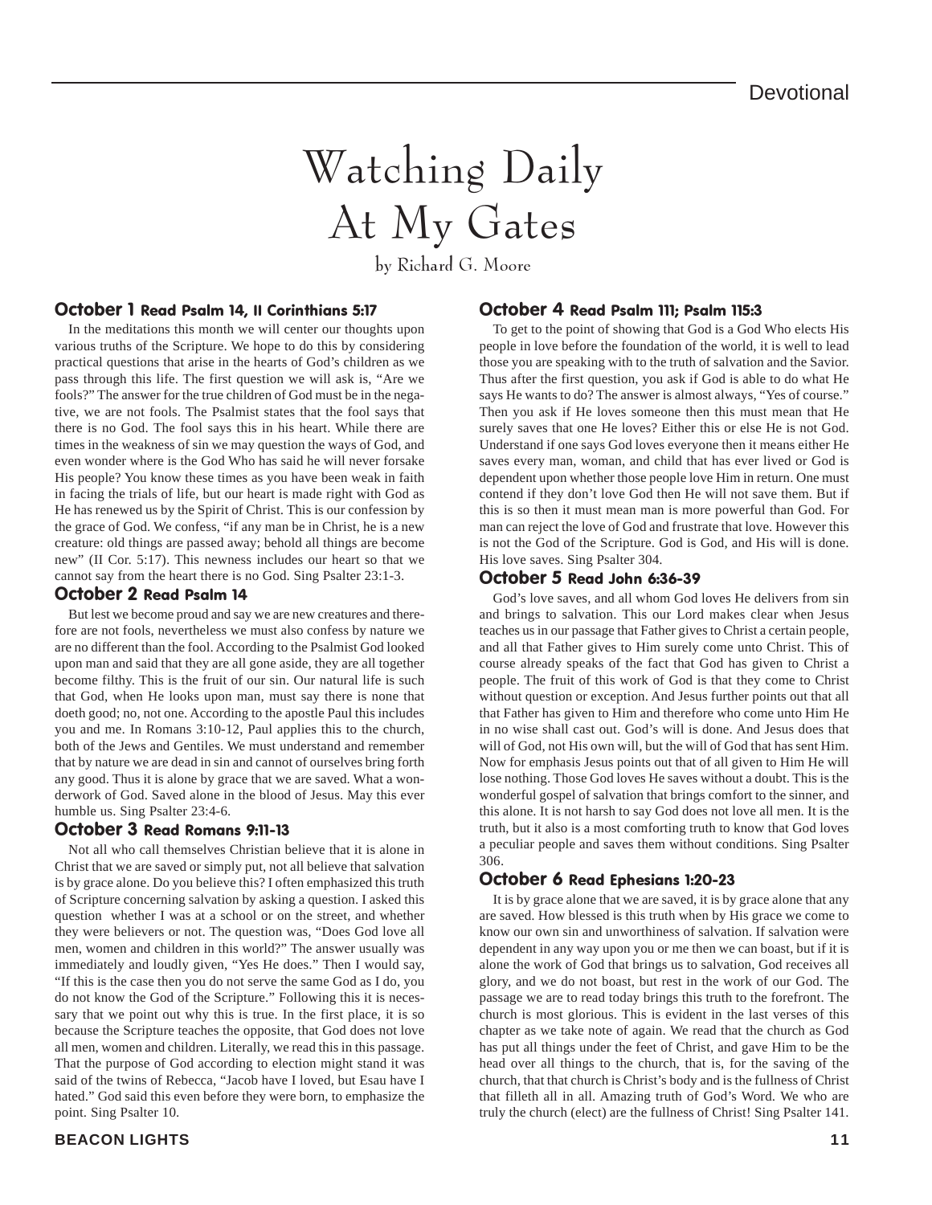# Watching Daily At My Gates

by Richard G. Moore

### October 1 Read Psalm 14, II Corinthians 5:17

In the meditations this month we will center our thoughts upon various truths of the Scripture. We hope to do this by considering practical questions that arise in the hearts of God's children as we pass through this life. The first question we will ask is, "Are we fools?" The answer for the true children of God must be in the negative, we are not fools. The Psalmist states that the fool says that there is no God. The fool says this in his heart. While there are times in the weakness of sin we may question the ways of God, and even wonder where is the God Who has said he will never forsake His people? You know these times as you have been weak in faith in facing the trials of life, but our heart is made right with God as He has renewed us by the Spirit of Christ. This is our confession by the grace of God. We confess, "if any man be in Christ, he is a new creature: old things are passed away; behold all things are become new" (II Cor. 5:17). This newness includes our heart so that we cannot say from the heart there is no God. Sing Psalter 23:1-3.

### October 2 Read Psalm 14

But lest we become proud and say we are new creatures and therefore are not fools, nevertheless we must also confess by nature we are no different than the fool. According to the Psalmist God looked upon man and said that they are all gone aside, they are all together become filthy. This is the fruit of our sin. Our natural life is such that God, when He looks upon man, must say there is none that doeth good; no, not one. According to the apostle Paul this includes you and me. In Romans 3:10-12, Paul applies this to the church, both of the Jews and Gentiles. We must understand and remember that by nature we are dead in sin and cannot of ourselves bring forth any good. Thus it is alone by grace that we are saved. What a wonderwork of God. Saved alone in the blood of Jesus. May this ever humble us. Sing Psalter 23:4-6.

### October 3 Read Romans 9:11-13

Not all who call themselves Christian believe that it is alone in Christ that we are saved or simply put, not all believe that salvation is by grace alone. Do you believe this? I often emphasized this truth of Scripture concerning salvation by asking a question. I asked this question whether I was at a school or on the street, and whether they were believers or not. The question was, "Does God love all men, women and children in this world?" The answer usually was immediately and loudly given, "Yes He does." Then I would say, "If this is the case then you do not serve the same God as I do, you do not know the God of the Scripture." Following this it is necessary that we point out why this is true. In the first place, it is so because the Scripture teaches the opposite, that God does not love all men, women and children. Literally, we read this in this passage. That the purpose of God according to election might stand it was said of the twins of Rebecca, "Jacob have I loved, but Esau have I hated." God said this even before they were born, to emphasize the point. Sing Psalter 10.

### October 4 Read Psalm 111; Psalm 115:3

To get to the point of showing that God is a God Who elects His people in love before the foundation of the world, it is well to lead those you are speaking with to the truth of salvation and the Savior. Thus after the first question, you ask if God is able to do what He says He wants to do? The answer is almost always, "Yes of course." Then you ask if He loves someone then this must mean that He surely saves that one He loves? Either this or else He is not God. Understand if one says God loves everyone then it means either He saves every man, woman, and child that has ever lived or God is dependent upon whether those people love Him in return. One must contend if they don't love God then He will not save them. But if this is so then it must mean man is more powerful than God. For man can reject the love of God and frustrate that love. However this is not the God of the Scripture. God is God, and His will is done. His love saves. Sing Psalter 304.

### October 5 Read John 6:36-39

God's love saves, and all whom God loves He delivers from sin and brings to salvation. This our Lord makes clear when Jesus teaches us in our passage that Father gives to Christ a certain people, and all that Father gives to Him surely come unto Christ. This of course already speaks of the fact that God has given to Christ a people. The fruit of this work of God is that they come to Christ without question or exception. And Jesus further points out that all that Father has given to Him and therefore who come unto Him He in no wise shall cast out. God's will is done. And Jesus does that will of God, not His own will, but the will of God that has sent Him. Now for emphasis Jesus points out that of all given to Him He will lose nothing. Those God loves He saves without a doubt. This is the wonderful gospel of salvation that brings comfort to the sinner, and this alone. It is not harsh to say God does not love all men. It is the truth, but it also is a most comforting truth to know that God loves a peculiar people and saves them without conditions. Sing Psalter 306.

### October 6 Read Ephesians 1:20-23

It is by grace alone that we are saved, it is by grace alone that any are saved. How blessed is this truth when by His grace we come to know our own sin and unworthiness of salvation. If salvation were dependent in any way upon you or me then we can boast, but if it is alone the work of God that brings us to salvation, God receives all glory, and we do not boast, but rest in the work of our God. The passage we are to read today brings this truth to the forefront. The church is most glorious. This is evident in the last verses of this chapter as we take note of again. We read that the church as God has put all things under the feet of Christ, and gave Him to be the head over all things to the church, that is, for the saving of the church, that that church is Christ's body and is the fullness of Christ that filleth all in all. Amazing truth of God's Word. We who are truly the church (elect) are the fullness of Christ! Sing Psalter 141.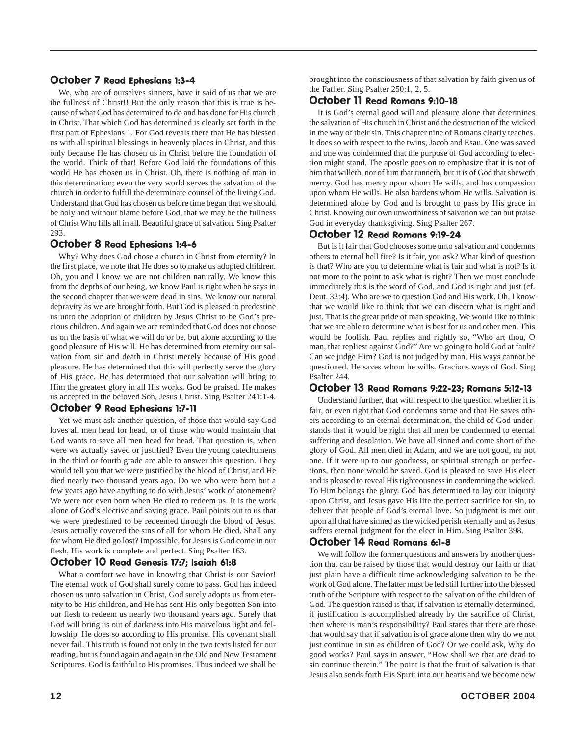## October 7 Read Ephesians 1:3-4

We, who are of ourselves sinners, have it said of us that we are the fullness of Christ!! But the only reason that this is true is because of what God has determined to do and has done for His church in Christ. That which God has determined is clearly set forth in the first part of Ephesians 1. For God reveals there that He has blessed us with all spiritual blessings in heavenly places in Christ, and this only because He has chosen us in Christ before the foundation of the world. Think of that! Before God laid the foundations of this world He has chosen us in Christ. Oh, there is nothing of man in this determination; even the very world serves the salvation of the church in order to fulfill the determinate counsel of the living God. Understand that God has chosen us before time began that we should be holy and without blame before God, that we may be the fullness of Christ Who fills all in all. Beautiful grace of salvation. Sing Psalter 293.

## October 8 Read Ephesians 1:4-6

Why? Why does God chose a church in Christ from eternity? In the first place, we note that He does so to make us adopted children. Oh, you and I know we are not children naturally. We know this from the depths of our being, we know Paul is right when he says in the second chapter that we were dead in sins. We know our natural depravity as we are brought forth. But God is pleased to predestine us unto the adoption of children by Jesus Christ to be God's precious children. And again we are reminded that God does not choose us on the basis of what we will do or be, but alone according to the good pleasure of His will. He has determined from eternity our salvation from sin and death in Christ merely because of His good pleasure. He has determined that this will perfectly serve the glory of His grace. He has determined that our salvation will bring to Him the greatest glory in all His works. God be praised. He makes us accepted in the beloved Son, Jesus Christ. Sing Psalter 241:1-4.

## October 9 Read Ephesians 1:7-11

Yet we must ask another question, of those that would say God loves all men head for head, or of those who would maintain that God wants to save all men head for head. That question is, when were we actually saved or justified? Even the young catechumens in the third or fourth grade are able to answer this question. They would tell you that we were justified by the blood of Christ, and He died nearly two thousand years ago. Do we who were born but a few years ago have anything to do with Jesus' work of atonement? We were not even born when He died to redeem us. It is the work alone of God's elective and saving grace. Paul points out to us that we were predestined to be redeemed through the blood of Jesus. Jesus actually covered the sins of all for whom He died. Shall any for whom He died go lost? Impossible, for Jesus is God come in our flesh, His work is complete and perfect. Sing Psalter 163.

## October 10 Read Genesis 17:7; Isaiah 61:8

What a comfort we have in knowing that Christ is our Savior! The eternal work of God shall surely come to pass. God has indeed chosen us unto salvation in Christ, God surely adopts us from eternity to be His children, and He has sent His only begotten Son into our flesh to redeem us nearly two thousand years ago. Surely that God will bring us out of darkness into His marvelous light and fellowship. He does so according to His promise. His covenant shall never fail. This truth is found not only in the two texts listed for our reading, but is found again and again in the Old and New Testament Scriptures. God is faithful to His promises. Thus indeed we shall be brought into the consciousness of that salvation by faith given us of the Father. Sing Psalter 250:1, 2, 5.

## October 11 Read Romans 9:10-18

It is God's eternal good will and pleasure alone that determines the salvation of His church in Christ and the destruction of the wicked in the way of their sin. This chapter nine of Romans clearly teaches. It does so with respect to the twins, Jacob and Esau. One was saved and one was condemned that the purpose of God according to election might stand. The apostle goes on to emphasize that it is not of him that willeth, nor of him that runneth, but it is of God that sheweth mercy. God has mercy upon whom He wills, and has compassion upon whom He wills. He also hardens whom He wills. Salvation is determined alone by God and is brought to pass by His grace in Christ. Knowing our own unworthiness of salvation we can but praise God in everyday thanksgiving. Sing Psalter 267.

## October 12 Read Romans 9:19-24

But is it fair that God chooses some unto salvation and condemns others to eternal hell fire? Is it fair, you ask? What kind of question is that? Who are you to determine what is fair and what is not? Is it not more to the point to ask what is right? Then we must conclude immediately this is the word of God, and God is right and just (cf. Deut. 32:4). Who are we to question God and His work. Oh, I know that we would like to think that we can discern what is right and just. That is the great pride of man speaking. We would like to think that we are able to determine what is best for us and other men. This would be foolish. Paul replies and rightly so, "Who art thou, O man, that repliest against God?" Are we going to hold God at fault? Can we judge Him? God is not judged by man, His ways cannot be questioned. He saves whom he wills. Gracious ways of God. Sing Psalter 244.

## October 13 Read Romans 9:22-23; Romans 5:12-13

Understand further, that with respect to the question whether it is fair, or even right that God condemns some and that He saves others according to an eternal determination, the child of God understands that it would be right that all men be condemned to eternal suffering and desolation. We have all sinned and come short of the glory of God. All men died in Adam, and we are not good, no not one. If it were up to our goodness, or spiritual strength or perfections, then none would be saved. God is pleased to save His elect and is pleased to reveal His righteousness in condemning the wicked. To Him belongs the glory. God has determined to lay our iniquity upon Christ, and Jesus gave His life the perfect sacrifice for sin, to deliver that people of God's eternal love. So judgment is met out upon all that have sinned as the wicked perish eternally and as Jesus suffers eternal judgment for the elect in Him. Sing Psalter 398.

## October 14 Read Romans 6:1-8

We will follow the former questions and answers by another question that can be raised by those that would destroy our faith or that just plain have a difficult time acknowledging salvation to be the work of God alone. The latter must be led still further into the blessed truth of the Scripture with respect to the salvation of the children of God. The question raised is that, if salvation is eternally determined, if justification is accomplished already by the sacrifice of Christ, then where is man's responsibility? Paul states that there are those that would say that if salvation is of grace alone then why do we not just continue in sin as children of God? Or we could ask, Why do good works? Paul says in answer, "How shall we that are dead to sin continue therein." The point is that the fruit of salvation is that Jesus also sends forth His Spirit into our hearts and we become new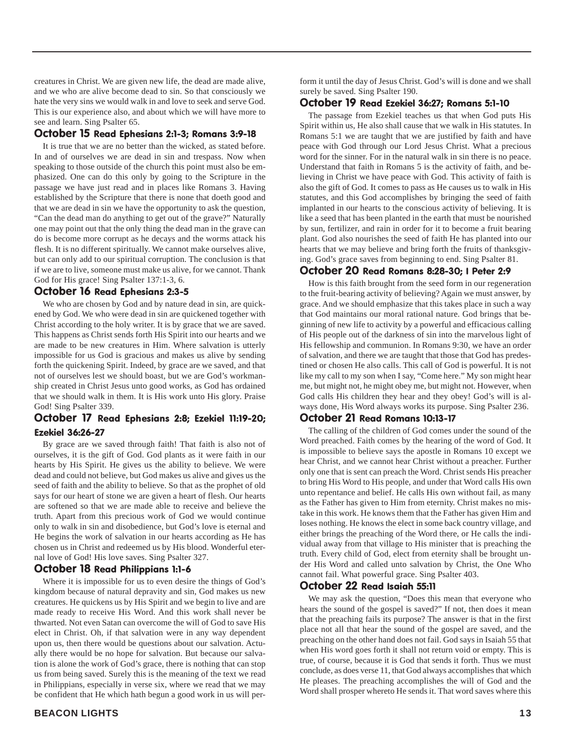creatures in Christ. We are given new life, the dead are made alive, and we who are alive become dead to sin. So that consciously we hate the very sins we would walk in and love to seek and serve God. This is our experience also, and about which we will have more to see and learn. Sing Psalter 65.

### October 15 Read Ephesians 2:1-3; Romans 3:9-18

It is true that we are no better than the wicked, as stated before. In and of ourselves we are dead in sin and trespass. Now when speaking to those outside of the church this point must also be emphasized. One can do this only by going to the Scripture in the passage we have just read and in places like Romans 3. Having established by the Scripture that there is none that doeth good and that we are dead in sin we have the opportunity to ask the question, "Can the dead man do anything to get out of the grave?" Naturally one may point out that the only thing the dead man in the grave can do is become more corrupt as he decays and the worms attack his flesh. It is no different spiritually. We cannot make ourselves alive, but can only add to our spiritual corruption. The conclusion is that if we are to live, someone must make us alive, for we cannot. Thank God for His grace! Sing Psalter 137:1-3, 6.

### October 16 Read Ephesians 2:3-5

We who are chosen by God and by nature dead in sin, are quickened by God. We who were dead in sin are quickened together with Christ according to the holy writer. It is by grace that we are saved. This happens as Christ sends forth His Spirit into our hearts and we are made to be new creatures in Him. Where salvation is utterly impossible for us God is gracious and makes us alive by sending forth the quickening Spirit. Indeed, by grace are we saved, and that not of ourselves lest we should boast, but we are God's workmanship created in Christ Jesus unto good works, as God has ordained that we should walk in them. It is His work unto His glory. Praise God! Sing Psalter 339.

### October 17 Read Ephesians 2:8; Ezekiel 11:19-20; Ezekiel 36:26-27

By grace are we saved through faith! That faith is also not of ourselves, it is the gift of God. God plants as it were faith in our hearts by His Spirit. He gives us the ability to believe. We were dead and could not believe, but God makes us alive and gives us the seed of faith and the ability to believe. So that as the prophet of old says for our heart of stone we are given a heart of flesh. Our hearts are softened so that we are made able to receive and believe the truth. Apart from this precious work of God we would continue only to walk in sin and disobedience, but God's love is eternal and He begins the work of salvation in our hearts according as He has chosen us in Christ and redeemed us by His blood. Wonderful eternal love of God! His love saves. Sing Psalter 327.

### October 18 Read Philippians 1:1-6

Where it is impossible for us to even desire the things of God's kingdom because of natural depravity and sin, God makes us new creatures. He quickens us by His Spirit and we begin to live and are made ready to receive His Word. And this work shall never be thwarted. Not even Satan can overcome the will of God to save His elect in Christ. Oh, if that salvation were in any way dependent upon us, then there would be questions about our salvation. Actually there would be no hope for salvation. But because our salvation is alone the work of God's grace, there is nothing that can stop us from being saved. Surely this is the meaning of the text we read in Philippians, especially in verse six, where we read that we may be confident that He which hath begun a good work in us will perform it until the day of Jesus Christ. God's will is done and we shall surely be saved. Sing Psalter 190.

### October 19 Read Ezekiel 36:27; Romans 5:1-10

The passage from Ezekiel teaches us that when God puts His Spirit within us, He also shall cause that we walk in His statutes. In Romans 5:1 we are taught that we are justified by faith and have peace with God through our Lord Jesus Christ. What a precious word for the sinner. For in the natural walk in sin there is no peace. Understand that faith in Romans 5 is the activity of faith, and believing in Christ we have peace with God. This activity of faith is also the gift of God. It comes to pass as He causes us to walk in His statutes, and this God accomplishes by bringing the seed of faith implanted in our hearts to the conscious activity of believing. It is like a seed that has been planted in the earth that must be nourished by sun, fertilizer, and rain in order for it to become a fruit bearing plant. God also nourishes the seed of faith He has planted into our hearts that we may believe and bring forth the fruits of thanksgiving. God's grace saves from beginning to end. Sing Psalter 81.

### October 20 Read Romans 8:28-30; I Peter 2:9

How is this faith brought from the seed form in our regeneration to the fruit-bearing activity of believing? Again we must answer, by grace. And we should emphasize that this takes place in such a way that God maintains our moral rational nature. God brings that beginning of new life to activity by a powerful and efficacious calling of His people out of the darkness of sin into the marvelous light of His fellowship and communion. In Romans 9:30, we have an order of salvation, and there we are taught that those that God has predestined or chosen He also calls. This call of God is powerful. It is not like my call to my son when I say, "Come here." My son might hear me, but might not, he might obey me, but might not. However, when God calls His children they hear and they obey! God's will is always done, His Word always works its purpose. Sing Psalter 236.

### October 21 Read Romans 10:13-17

The calling of the children of God comes under the sound of the Word preached. Faith comes by the hearing of the word of God. It is impossible to believe says the apostle in Romans 10 except we hear Christ, and we cannot hear Christ without a preacher. Further only one that is sent can preach the Word. Christ sends His preacher to bring His Word to His people, and under that Word calls His own unto repentance and belief. He calls His own without fail, as many as the Father has given to Him from eternity. Christ makes no mistake in this work. He knows them that the Father has given Him and loses nothing. He knows the elect in some back country village, and either brings the preaching of the Word there, or He calls the individual away from that village to His minister that is preaching the truth. Every child of God, elect from eternity shall be brought under His Word and called unto salvation by Christ, the One Who cannot fail. What powerful grace. Sing Psalter 403.

### October 22 Read Isaiah 55:11

We may ask the question, "Does this mean that everyone who hears the sound of the gospel is saved?" If not, then does it mean that the preaching fails its purpose? The answer is that in the first place not all that hear the sound of the gospel are saved, and the preaching on the other hand does not fail. God says in Isaiah 55 that when His word goes forth it shall not return void or empty. This is true, of course, because it is God that sends it forth. Thus we must conclude, as does verse 11, that God always accomplishes that which He pleases. The preaching accomplishes the will of God and the Word shall prosper whereto He sends it. That word saves where this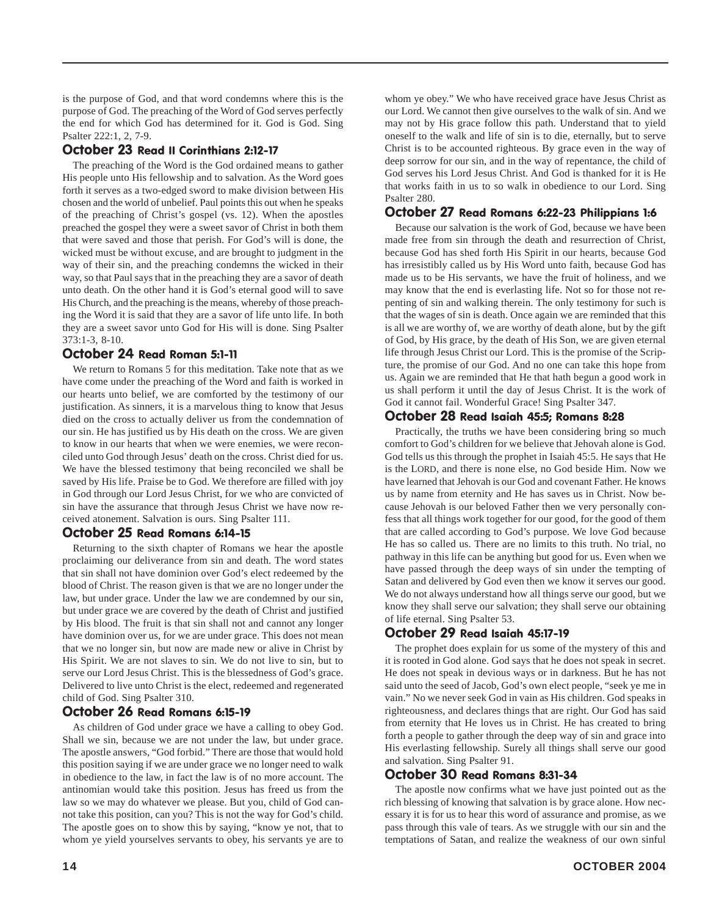is the purpose of God, and that word condemns where this is the purpose of God. The preaching of the Word of God serves perfectly the end for which God has determined for it. God is God. Sing Psalter 222:1, 2, 7-9.

### October 23 Read II Corinthians 2:12-17

The preaching of the Word is the God ordained means to gather His people unto His fellowship and to salvation. As the Word goes forth it serves as a two-edged sword to make division between His chosen and the world of unbelief. Paul points this out when he speaks of the preaching of Christ's gospel (vs. 12). When the apostles preached the gospel they were a sweet savor of Christ in both them that were saved and those that perish. For God's will is done, the wicked must be without excuse, and are brought to judgment in the way of their sin, and the preaching condemns the wicked in their way, so that Paul says that in the preaching they are a savor of death unto death. On the other hand it is God's eternal good will to save His Church, and the preaching is the means, whereby of those preaching the Word it is said that they are a savor of life unto life. In both they are a sweet savor unto God for His will is done. Sing Psalter 373:1-3, 8-10.

### October 24 Read Roman 5:1-11

We return to Romans 5 for this meditation. Take note that as we have come under the preaching of the Word and faith is worked in our hearts unto belief, we are comforted by the testimony of our justification. As sinners, it is a marvelous thing to know that Jesus died on the cross to actually deliver us from the condemnation of our sin. He has justified us by His death on the cross. We are given to know in our hearts that when we were enemies, we were reconciled unto God through Jesus' death on the cross. Christ died for us. We have the blessed testimony that being reconciled we shall be saved by His life. Praise be to God. We therefore are filled with joy in God through our Lord Jesus Christ, for we who are convicted of sin have the assurance that through Jesus Christ we have now received atonement. Salvation is ours. Sing Psalter 111.

### October 25 Read Romans 6:14-15

Returning to the sixth chapter of Romans we hear the apostle proclaiming our deliverance from sin and death. The word states that sin shall not have dominion over God's elect redeemed by the blood of Christ. The reason given is that we are no longer under the law, but under grace. Under the law we are condemned by our sin, but under grace we are covered by the death of Christ and justified by His blood. The fruit is that sin shall not and cannot any longer have dominion over us, for we are under grace. This does not mean that we no longer sin, but now are made new or alive in Christ by His Spirit. We are not slaves to sin. We do not live to sin, but to serve our Lord Jesus Christ. This is the blessedness of God's grace. Delivered to live unto Christ is the elect, redeemed and regenerated child of God. Sing Psalter 310.

### October 26 Read Romans 6:15-19

As children of God under grace we have a calling to obey God. Shall we sin, because we are not under the law, but under grace. The apostle answers, "God forbid." There are those that would hold this position saying if we are under grace we no longer need to walk in obedience to the law, in fact the law is of no more account. The antinomian would take this position. Jesus has freed us from the law so we may do whatever we please. But you, child of God cannot take this position, can you? This is not the way for God's child. The apostle goes on to show this by saying, "know ye not, that to whom ye yield yourselves servants to obey, his servants ye are to whom ye obey." We who have received grace have Jesus Christ as our Lord. We cannot then give ourselves to the walk of sin. And we may not by His grace follow this path. Understand that to yield oneself to the walk and life of sin is to die, eternally, but to serve Christ is to be accounted righteous. By grace even in the way of deep sorrow for our sin, and in the way of repentance, the child of God serves his Lord Jesus Christ. And God is thanked for it is He that works faith in us to so walk in obedience to our Lord. Sing Psalter 280.

### October 27 Read Romans 6:22-23 Philippians 1:6

Because our salvation is the work of God, because we have been made free from sin through the death and resurrection of Christ, because God has shed forth His Spirit in our hearts, because God has irresistibly called us by His Word unto faith, because God has made us to be His servants, we have the fruit of holiness, and we may know that the end is everlasting life. Not so for those not repenting of sin and walking therein. The only testimony for such is that the wages of sin is death. Once again we are reminded that this is all we are worthy of, we are worthy of death alone, but by the gift of God, by His grace, by the death of His Son, we are given eternal life through Jesus Christ our Lord. This is the promise of the Scripture, the promise of our God. And no one can take this hope from us. Again we are reminded that He that hath begun a good work in us shall perform it until the day of Jesus Christ. It is the work of God it cannot fail. Wonderful Grace! Sing Psalter 347.

### October 28 Read Isaiah 45:5; Romans 8:28

Practically, the truths we have been considering bring so much comfort to God's children for we believe that Jehovah alone is God. God tells us this through the prophet in Isaiah 45:5. He says that He is the LORD, and there is none else, no God beside Him. Now we have learned that Jehovah is our God and covenant Father. He knows us by name from eternity and He has saves us in Christ. Now because Jehovah is our beloved Father then we very personally confess that all things work together for our good, for the good of them that are called according to God's purpose. We love God because He has so called us. There are no limits to this truth. No trial, no pathway in this life can be anything but good for us. Even when we have passed through the deep ways of sin under the tempting of Satan and delivered by God even then we know it serves our good. We do not always understand how all things serve our good, but we know they shall serve our salvation; they shall serve our obtaining of life eternal. Sing Psalter 53.

### October 29 Read Isaiah 45:17-19

The prophet does explain for us some of the mystery of this and it is rooted in God alone. God says that he does not speak in secret. He does not speak in devious ways or in darkness. But he has not said unto the seed of Jacob, God's own elect people, "seek ye me in vain." No we never seek God in vain as His children. God speaks in righteousness, and declares things that are right. Our God has said from eternity that He loves us in Christ. He has created to bring forth a people to gather through the deep way of sin and grace into His everlasting fellowship. Surely all things shall serve our good and salvation. Sing Psalter 91.

### October 30 Read Romans 8:31-34

The apostle now confirms what we have just pointed out as the rich blessing of knowing that salvation is by grace alone. How necessary it is for us to hear this word of assurance and promise, as we pass through this vale of tears. As we struggle with our sin and the temptations of Satan, and realize the weakness of our own sinful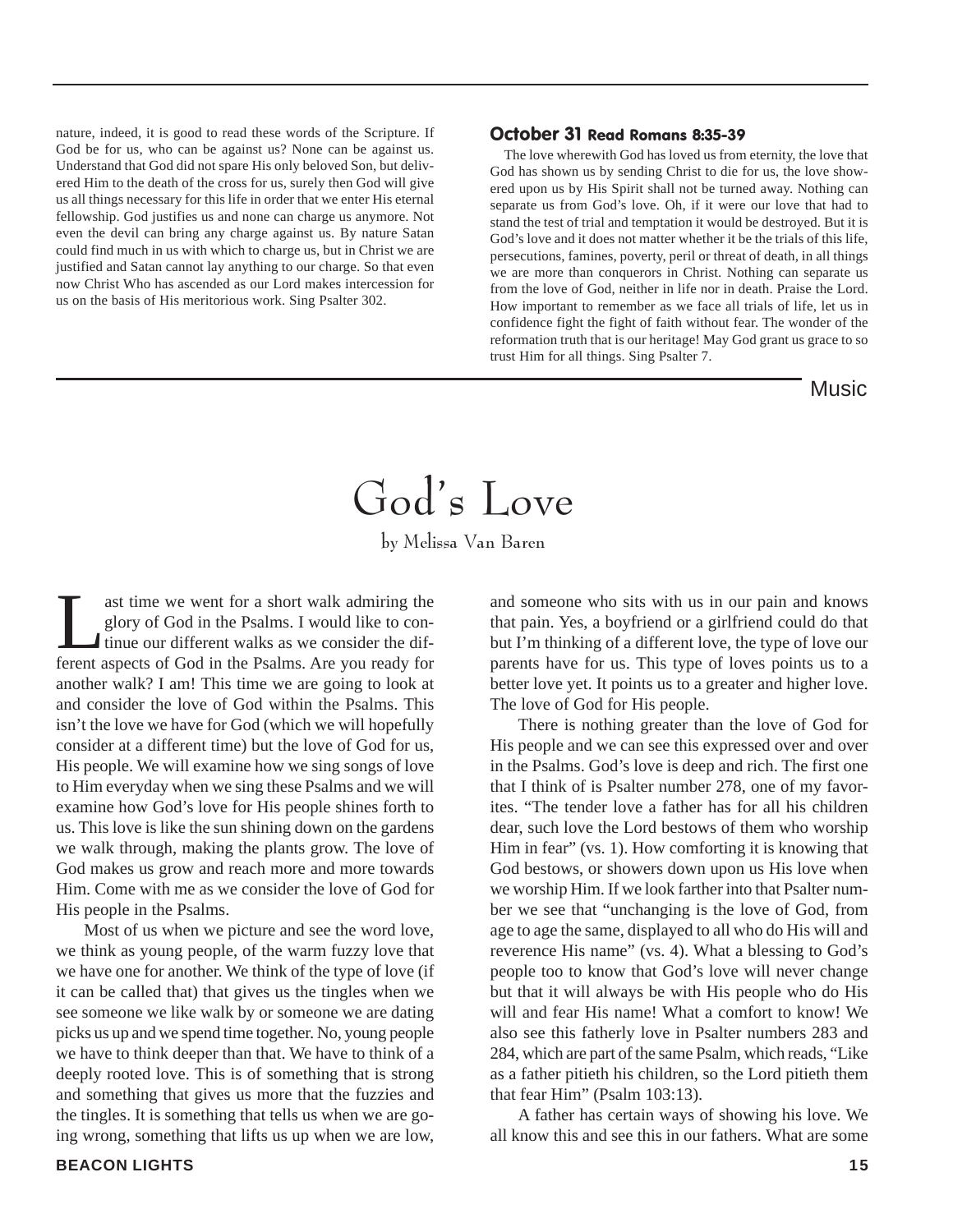nature, indeed, it is good to read these words of the Scripture. If God be for us, who can be against us? None can be against us. Understand that God did not spare His only beloved Son, but delivered Him to the death of the cross for us, surely then God will give us all things necessary for this life in order that we enter His eternal fellowship. God justifies us and none can charge us anymore. Not even the devil can bring any charge against us. By nature Satan could find much in us with which to charge us, but in Christ we are justified and Satan cannot lay anything to our charge. So that even now Christ Who has ascended as our Lord makes intercession for us on the basis of His meritorious work. Sing Psalter 302.

**October 31 Read Romans 8:35-39**

The love wherewith God has loved us from eternity, the love that God has shown us by sending Christ to die for us, the love showered upon us by His Spirit shall not be turned away. Nothing can separate us from God's love. Oh, if it were our love that had to stand the test of trial and temptation it would be destroyed. But it is God's love and it does not matter whether it be the trials of this life, persecutions, famines, poverty, peril or threat of death, in all things we are more than conquerors in Christ. Nothing can separate us from the love of God, neither in life nor in death. Praise the Lord. How important to remember as we face all trials of life, let us in confidence fight the fight of faith without fear. The wonder of the reformation truth that is our heritage! May God grant us grace to so trust Him for all things. Sing Psalter 7.

Music

# God's Love

by Melissa Van Baren

Last time we went for a short walk admiring the glory of God in the Psalms. I would like to continue our different walks as we consider the different aspects of God in the Psalms. Are you ready for another walk? I am! This time we are going to look at and consider the love of God within the Psalms. This isn't the love we have for God (which we will hopefully consider at a different time) but the love of God for us, His people. We will examine how we sing songs of love to Him everyday when we sing these Psalms and we will examine how God's love for His people shines forth to us. This love is like the sun shining down on the gardens we walk through, making the plants grow. The love of God makes us grow and reach more and more towards Him. Come with me as we consider the love of God for His people in the Psalms.

Most of us when we picture and see the word love, we think as young people, of the warm fuzzy love that we have one for another. We think of the type of love (if it can be called that) that gives us the tingles when we see someone we like walk by or someone we are dating picks us up and we spend time together. No, young people we have to think deeper than that. We have to think of a deeply rooted love. This is of something that is strong and something that gives us more that the fuzzies and the tingles. It is something that tells us when we are going wrong, something that lifts us up when we are low, and someone who sits with us in our pain and knows that pain. Yes, a boyfriend or a girlfriend could do that but I'm thinking of a different love, the type of love our parents have for us. This type of loves points us to a better love yet. It points us to a greater and higher love. The love of God for His people.

There is nothing greater than the love of God for His people and we can see this expressed over and over in the Psalms. God's love is deep and rich. The first one that I think of is Psalter number 278, one of my favorites. "The tender love a father has for all his children dear, such love the Lord bestows of them who worship Him in fear" (vs. 1). How comforting it is knowing that God bestows, or showers down upon us His love when we worship Him. If we look farther into that Psalter number we see that "unchanging is the love of God, from age to age the same, displayed to all who do His will and reverence His name" (vs. 4). What a blessing to God's people too to know that God's love will never change but that it will always be with His people who do His will and fear His name! What a comfort to know! We also see this fatherly love in Psalter numbers 283 and 284, which are part of the same Psalm, which reads, "Like as a father pitieth his children, so the Lord pitieth them that fear Him" (Psalm 103:13).

A father has certain ways of showing his love. We all know this and see this in our fathers. What are some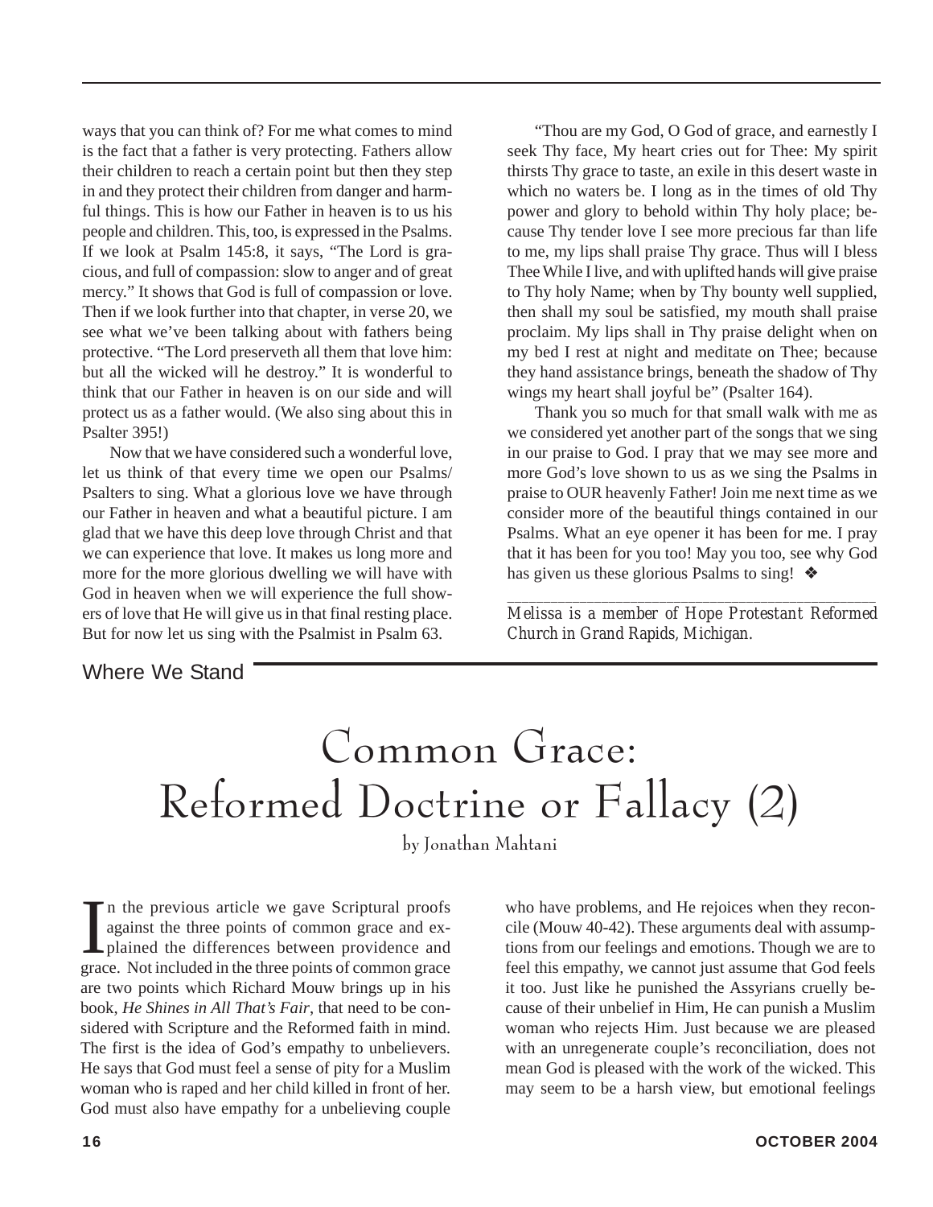ways that you can think of? For me what comes to mind is the fact that a father is very protecting. Fathers allow their children to reach a certain point but then they step in and they protect their children from danger and harmful things. This is how our Father in heaven is to us his people and children. This, too, is expressed in the Psalms. If we look at Psalm 145:8, it says, "The Lord is gracious, and full of compassion: slow to anger and of great mercy." It shows that God is full of compassion or love. Then if we look further into that chapter, in verse 20, we see what we've been talking about with fathers being protective. "The Lord preserveth all them that love him: but all the wicked will he destroy." It is wonderful to think that our Father in heaven is on our side and will protect us as a father would. (We also sing about this in Psalter 395!)

Now that we have considered such a wonderful love, let us think of that every time we open our Psalms/Psalters to sing. What a glorious love we have through our Father in heaven and what a beautiful picture. I am glad that we have this deep love through Christ and that we can experience that love. It makes us long more and more for the more glorious dwelling we will have with God in heaven when we will experience the full showers of love that He will give us in that final resting place. But for now let us sing with the Psalmist in Psalm 63.

"Thou are my God, O God of grace, and earnestly I seek Thy face, My heart cries out for Thee: My spirit thirsts Thy grace to taste, an exile in this desert waste in which no waters be. I long as in the times of old Thy power and glory to behold within Thy holy place; because Thy tender love I see more precious far than life to me, my lips shall praise Thy grace. Thus will I bless Thee While I live, and with uplifted hands will give praise to Thy holy Name; when by Thy bounty well supplied, then shall my soul be satisfied, my mouth shall praise proclaim. My lips shall in Thy praise delight when on my bed I rest at night and meditate on Thee; because they hand assistance brings, beneath the shadow of Thy wings my heart shall joyful be" (Psalter 164).

Thank you so much for that small walk with me as we considered yet another part of the songs that we sing in our praise to God. I pray that we may see more and more God's love shown to us as we sing the Psalms in praise to OUR heavenly Father! Join me next time as we consider more of the beautiful things contained in our Psalms. What an eye opener it has been for me. I pray that it has been for you too! May you too, see why God has given us these glorious Psalms to sing! ❖

---

*Melissa is a member of Hope Protestant Reformed Church in Grand Rapids, Michigan.*

Where We Stand

# Common Grace: Reformed Doctrine or Fallacy (2)

by Jonathan Mahtani

In the previous article we gave Scriptural proofs against the three points of common grace and explained the differences between providence and grace. Not included in the three points of common grace are two points which Richard Mouw brings up in his book, *He Shines in All That's Fair*, that need to be considered with Scripture and the Reformed faith in mind. The first is the idea of God's empathy to unbelievers. He says that God must feel a sense of pity for a Muslim woman who is raped and her child killed in front of her. God must also have empathy for a unbelieving couple who have problems, and He rejoices when they reconcile (Mouw 40-42). These arguments deal with assumptions from our feelings and emotions. Though we are to feel this empathy, we cannot just assume that God feels it too. Just like he punished the Assyrians cruelly because of their unbelief in Him, He can punish a Muslim woman who rejects Him. Just because we are pleased with an unregenerate couple's reconciliation, does not mean God is pleased with the work of the wicked. This may seem to be a harsh view, but emotional feelings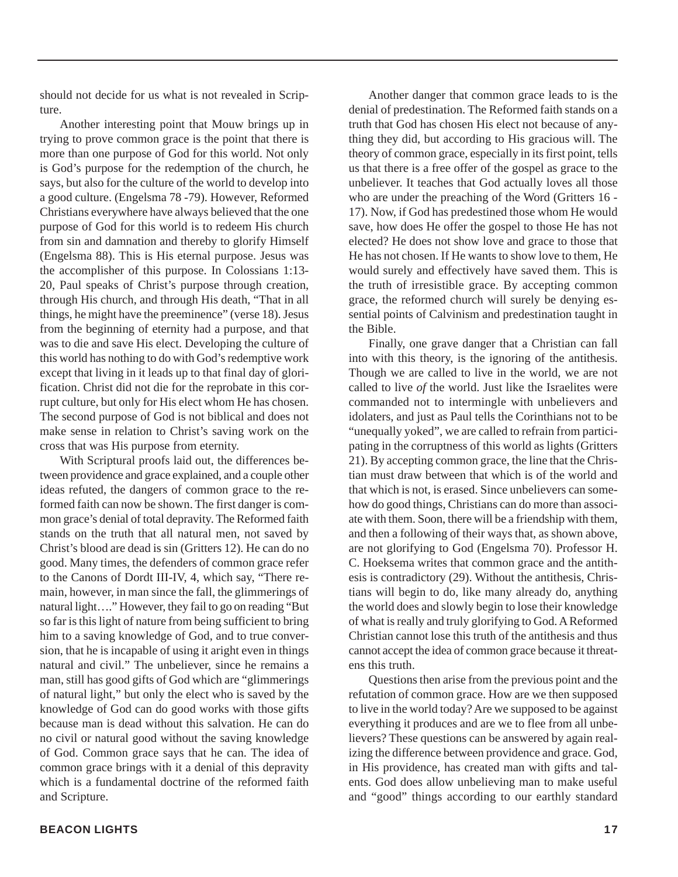should not decide for us what is not revealed in Scripture.

Another interesting point that Mouw brings up in trying to prove common grace is the point that there is more than one purpose of God for this world. Not only is God's purpose for the redemption of the church, he says, but also for the culture of the world to develop into a good culture. (Engelsma 78 -79). However, Reformed Christians everywhere have always believed that the one purpose of God for this world is to redeem His church from sin and damnation and thereby to glorify Himself (Engelsma 88). This is His eternal purpose. Jesus was the accomplisher of this purpose. In Colossians 1:13-20, Paul speaks of Christ's purpose through creation, through His church, and through His death, "That in all things, he might have the preeminence" (verse 18). Jesus from the beginning of eternity had a purpose, and that was to die and save His elect. Developing the culture of this world has nothing to do with God's redemptive work except that living in it leads up to that final day of glorification. Christ did not die for the reprobate in this corrupt culture, but only for His elect whom He has chosen. The second purpose of God is not biblical and does not make sense in relation to Christ's saving work on the cross that was His purpose from eternity.

With Scriptural proofs laid out, the differences between providence and grace explained, and a couple other ideas refuted, the dangers of common grace to the reformed faith can now be shown. The first danger is common grace's denial of total depravity. The Reformed faith stands on the truth that all natural men, not saved by Christ's blood are dead is sin (Gritters 12). He can do no good. Many times, the defenders of common grace refer to the Canons of Dordt III-IV, 4, which say, "There remain, however, in man since the fall, the glimmerings of natural light…." However, they fail to go on reading "But so far is this light of nature from being sufficient to bring him to a saving knowledge of God, and to true conversion, that he is incapable of using it aright even in things natural and civil." The unbeliever, since he remains a man, still has good gifts of God which are "glimmerings of natural light," but only the elect who is saved by the knowledge of God can do good works with those gifts because man is dead without this salvation. He can do no civil or natural good without the saving knowledge of God. Common grace says that he can. The idea of common grace brings with it a denial of this depravity which is a fundamental doctrine of the reformed faith and Scripture.

Another danger that common grace leads to is the denial of predestination. The Reformed faith stands on a truth that God has chosen His elect not because of anything they did, but according to His gracious will. The theory of common grace, especially in its first point, tells us that there is a free offer of the gospel as grace to the unbeliever. It teaches that God actually loves all those who are under the preaching of the Word (Gritters 16 - 17). Now, if God has predestined those whom He would save, how does He offer the gospel to those He has not elected? He does not show love and grace to those that He has not chosen. If He wants to show love to them, He would surely and effectively have saved them. This is the truth of irresistible grace. By accepting common grace, the reformed church will surely be denying essential points of Calvinism and predestination taught in the Bible.

Finally, one grave danger that a Christian can fall into with this theory, is the ignoring of the antithesis. Though we are called to live in the world, we are not called to live *of* the world. Just like the Israelites were commanded not to intermingle with unbelievers and idolaters, and just as Paul tells the Corinthians not to be "unequally yoked", we are called to refrain from participating in the corruptness of this world as lights (Gritters 21). By accepting common grace, the line that the Christian must draw between that which is of the world and that which is not, is erased. Since unbelievers can somehow do good things, Christians can do more than associate with them. Soon, there will be a friendship with them, and then a following of their ways that, as shown above, are not glorifying to God (Engelsma 70). Professor H. C. Hoeksema writes that common grace and the antithesis is contradictory (29). Without the antithesis, Christians will begin to do, like many already do, anything the world does and slowly begin to lose their knowledge of what is really and truly glorifying to God. A Reformed Christian cannot lose this truth of the antithesis and thus cannot accept the idea of common grace because it threatens this truth.

Questions then arise from the previous point and the refutation of common grace. How are we then supposed to live in the world today? Are we supposed to be against everything it produces and are we to flee from all unbelievers? These questions can be answered by again realizing the difference between providence and grace. God, in His providence, has created man with gifts and talents. God does allow unbelieving man to make useful and "good" things according to our earthly standard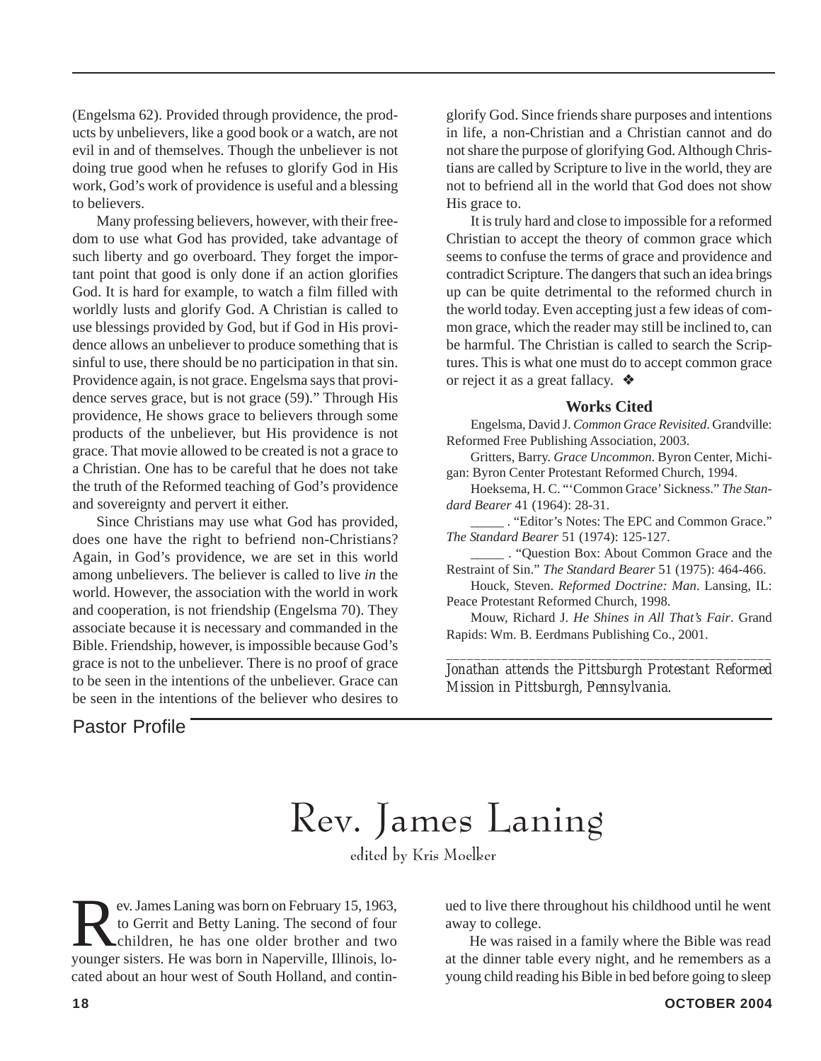(Engelsma 62). Provided through providence, the products by unbelievers, like a good book or a watch, are not evil in and of themselves. Though the unbeliever is not doing true good when he refuses to glorify God in His work, God's work of providence is useful and a blessing to believers.

Many professing believers, however, with their freedom to use what God has provided, take advantage of such liberty and go overboard. They forget the important point that good is only done if an action glorifies God. It is hard for example, to watch a film filled with worldly lusts and glorify God. A Christian is called to use blessings provided by God, but if God in His providence allows an unbeliever to produce something that is sinful to use, there should be no participation in that sin. Providence again, is not grace. Engelsma says that providence serves grace, but is not grace (59)." Through His providence, He shows grace to believers through some products of the unbeliever, but His providence is not grace. That movie allowed to be created is not a grace to a Christian. One has to be careful that he does not take the truth of the Reformed teaching of God's providence and sovereignty and pervert it either.

Since Christians may use what God has provided, does one have the right to befriend non-Christians? Again, in God's providence, we are set in this world among unbelievers. The believer is called to live *in* the world. However, the association with the world in work and cooperation, is not friendship (Engelsma 70). They associate because it is necessary and commanded in the Bible. Friendship, however, is impossible because God's grace is not to the unbeliever. There is no proof of grace to be seen in the intentions of the unbeliever. Grace can be seen in the intentions of the believer who desires to glorify God. Since friends share purposes and intentions in life, a non-Christian and a Christian cannot and do not share the purpose of glorifying God. Although Christians are called by Scripture to live in the world, they are not to befriend all in the world that God does not show His grace to.

It is truly hard and close to impossible for a reformed Christian to accept the theory of common grace which seems to confuse the terms of grace and providence and contradict Scripture. The dangers that such an idea brings up can be quite detrimental to the reformed church in the world today. Even accepting just a few ideas of common grace, which the reader may still be inclined to, can be harmful. The Christian is called to search the Scriptures. This is what one must do to accept common grace or reject it as a great fallacy. ❖

### Works Cited

Engelsma, David J. *Common Grace Revisited*. Grandville: Reformed Free Publishing Association, 2003.

Gritters, Barry. *Grace Uncommon*. Byron Center, Michigan: Byron Center Protestant Reformed Church, 1994.

Hoeksema, H. C. "'Common Grace' Sickness." *The Standard Bearer* 41 (1964): 28-31.

_____ . "Editor's Notes: The EPC and Common Grace." *The Standard Bearer* 51 (1974): 125-127.

_____ . "Question Box: About Common Grace and the Restraint of Sin." *The Standard Bearer* 51 (1975): 464-466.

Houck, Steven. *Reformed Doctrine: Man*. Lansing, IL: Peace Protestant Reformed Church, 1998.

Mouw, Richard J. *He Shines in All That's Fair*. Grand Rapids: Wm. B. Eerdmans Publishing Co., 2001.

---

*Jonathan attends the Pittsburgh Protestant Reformed Mission in Pittsburgh, Pennsylvania.*

Pastor Profile

# Rev. James Laning

edited by Kris Moelker

Rev. James Laning was born on February 15, 1963, to Gerrit and Betty Laning. The second of four children, he has one older brother and two younger sisters. He was born in Naperville, Illinois, located about an hour west of South Holland, and continued to live there throughout his childhood until he went away to college.

He was raised in a family where the Bible was read at the dinner table every night, and he remembers as a young child reading his Bible in bed before going to sleep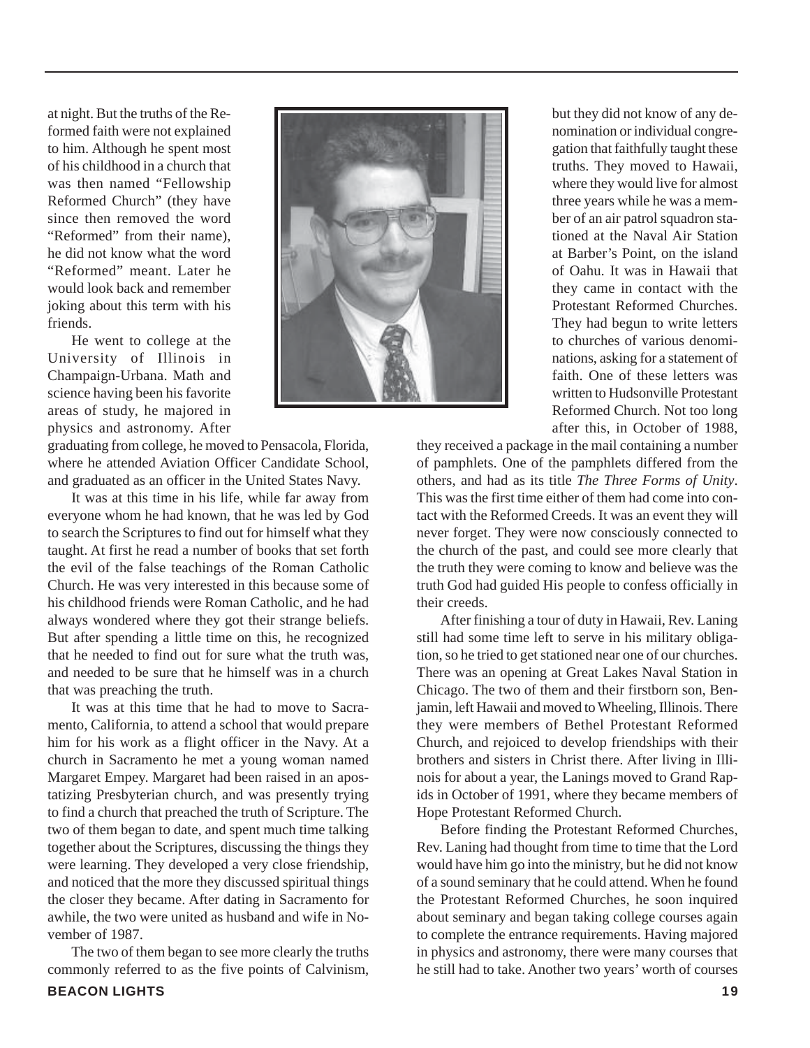at night. But the truths of the Reformed faith were not explained to him. Although he spent most of his childhood in a church that was then named "Fellowship Reformed Church" (they have since then removed the word "Reformed" from their name), he did not know what the word "Reformed" meant. Later he would look back and remember joking about this term with his friends.

He went to college at the University of Illinois in Champaign-Urbana. Math and science having been his favorite areas of study, he majored in physics and astronomy. After graduating from college, he moved to Pensacola, Florida, where he attended Aviation Officer Candidate School, and graduated as an officer in the United States Navy.

It was at this time in his life, while far away from everyone whom he had known, that he was led by God to search the Scriptures to find out for himself what they taught. At first he read a number of books that set forth the evil of the false teachings of the Roman Catholic Church. He was very interested in this because some of his childhood friends were Roman Catholic, and he had always wondered where they got their strange beliefs. But after spending a little time on this, he recognized that he needed to find out for sure what the truth was, and needed to be sure that he himself was in a church that was preaching the truth.

It was at this time that he had to move to Sacramento, California, to attend a school that would prepare him for his work as a flight officer in the Navy. At a church in Sacramento he met a young woman named Margaret Empey. Margaret had been raised in an apostatizing Presbyterian church, and was presently trying to find a church that preached the truth of Scripture. The two of them began to date, and spent much time talking together about the Scriptures, discussing the things they were learning. They developed a very close friendship, and noticed that the more they discussed spiritual things the closer they became. After dating in Sacramento for awhile, the two were united as husband and wife in November of 1987.

The two of them began to see more clearly the truths commonly referred to as the five points of Calvinism, but they did not know of any denomination or individual congregation that faithfully taught these truths. They moved to Hawaii, where they would live for almost three years while he was a member of an air patrol squadron stationed at the Naval Air Station at Barber's Point, on the island of Oahu. It was in Hawaii that they came in contact with the Protestant Reformed Churches. They had begun to write letters to churches of various denominations, asking for a statement of faith. One of these letters was written to Hudsonville Protestant Reformed Church. Not too long after this, in October of 1988, they received a package in the mail containing a number of pamphlets. One of the pamphlets differed from the others, and had as its title *The Three Forms of Unity*. This was the first time either of them had come into contact with the Reformed Creeds. It was an event they will never forget. They were now consciously connected to the church of the past, and could see more clearly that the truth they were coming to know and believe was the truth God had guided His people to confess officially in their creeds.

After finishing a tour of duty in Hawaii, Rev. Laning still had some time left to serve in his military obligation, so he tried to get stationed near one of our churches. There was an opening at Great Lakes Naval Station in Chicago. The two of them and their firstborn son, Benjamin, left Hawaii and moved to Wheeling, Illinois. There they were members of Bethel Protestant Reformed Church, and rejoiced to develop friendships with their brothers and sisters in Christ there. After living in Illinois for about a year, the Lanings moved to Grand Rapids in October of 1991, where they became members of Hope Protestant Reformed Church.

Before finding the Protestant Reformed Churches, Rev. Laning had thought from time to time that the Lord would have him go into the ministry, but he did not know of a sound seminary that he could attend. When he found the Protestant Reformed Churches, he soon inquired about seminary and began taking college courses again to complete the entrance requirements. Having majored in physics and astronomy, there were many courses that he still had to take. Another two years' worth of courses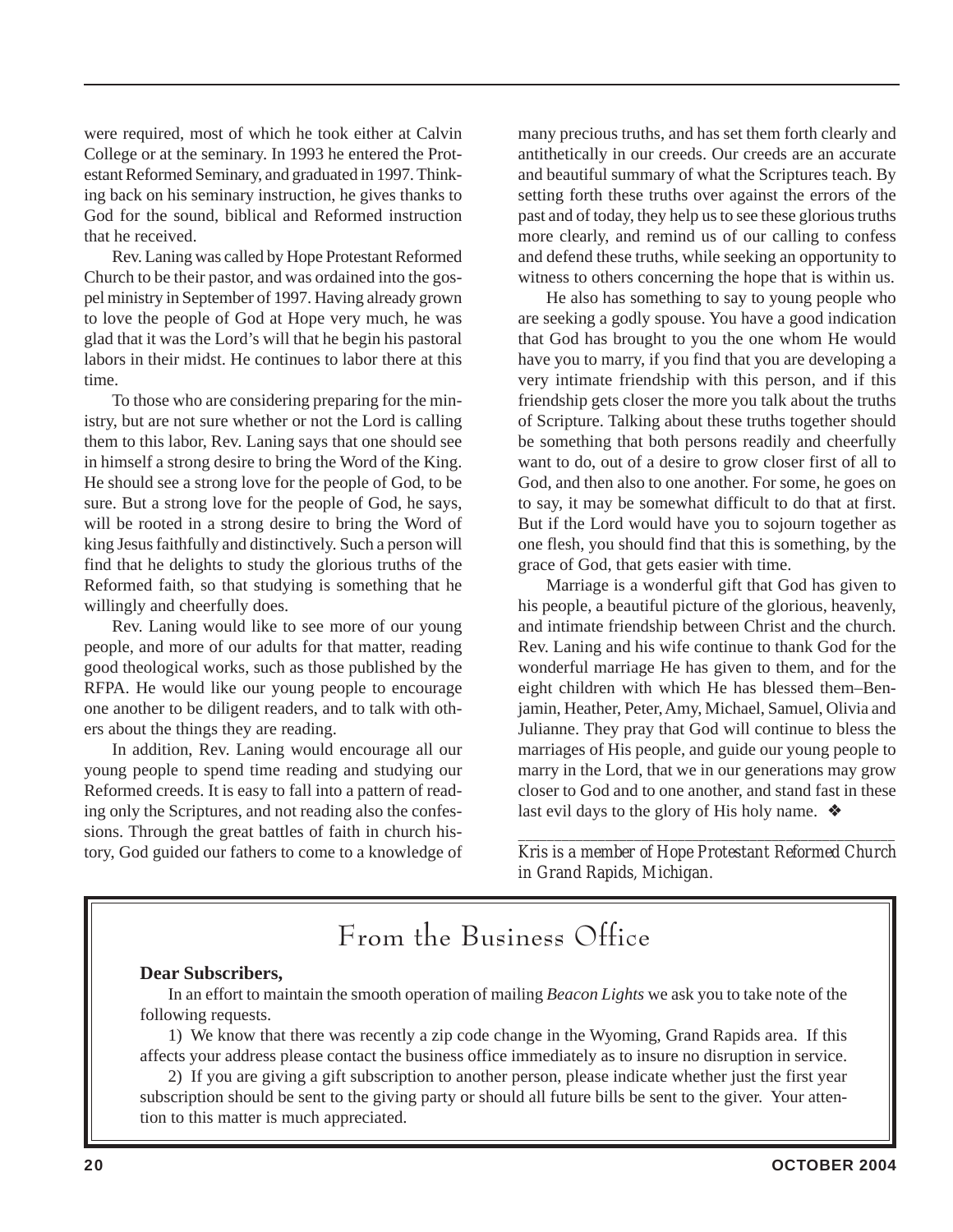were required, most of which he took either at Calvin College or at the seminary. In 1993 he entered the Protestant Reformed Seminary, and graduated in 1997. Thinking back on his seminary instruction, he gives thanks to God for the sound, biblical and Reformed instruction that he received.

Rev. Laning was called by Hope Protestant Reformed Church to be their pastor, and was ordained into the gospel ministry in September of 1997. Having already grown to love the people of God at Hope very much, he was glad that it was the Lord's will that he begin his pastoral labors in their midst. He continues to labor there at this time.

To those who are considering preparing for the ministry, but are not sure whether or not the Lord is calling them to this labor, Rev. Laning says that one should see in himself a strong desire to bring the Word of the King. He should see a strong love for the people of God, to be sure. But a strong love for the people of God, he says, will be rooted in a strong desire to bring the Word of king Jesus faithfully and distinctively. Such a person will find that he delights to study the glorious truths of the Reformed faith, so that studying is something that he willingly and cheerfully does.

Rev. Laning would like to see more of our young people, and more of our adults for that matter, reading good theological works, such as those published by the RFPA. He would like our young people to encourage one another to be diligent readers, and to talk with others about the things they are reading.

In addition, Rev. Laning would encourage all our young people to spend time reading and studying our Reformed creeds. It is easy to fall into a pattern of reading only the Scriptures, and not reading also the confessions. Through the great battles of faith in church history, God guided our fathers to come to a knowledge of many precious truths, and has set them forth clearly and antithetically in our creeds. Our creeds are an accurate and beautiful summary of what the Scriptures teach. By setting forth these truths over against the errors of the past and of today, they help us to see these glorious truths more clearly, and remind us of our calling to confess and defend these truths, while seeking an opportunity to witness to others concerning the hope that is within us.

He also has something to say to young people who are seeking a godly spouse. You have a good indication that God has brought to you the one whom He would have you to marry, if you find that you are developing a very intimate friendship with this person, and if this friendship gets closer the more you talk about the truths of Scripture. Talking about these truths together should be something that both persons readily and cheerfully want to do, out of a desire to grow closer first of all to God, and then also to one another. For some, he goes on to say, it may be somewhat difficult to do that at first. But if the Lord would have you to sojourn together as one flesh, you should find that this is something, by the grace of God, that gets easier with time.

Marriage is a wonderful gift that God has given to his people, a beautiful picture of the glorious, heavenly, and intimate friendship between Christ and the church. Rev. Laning and his wife continue to thank God for the wonderful marriage He has given to them, and for the eight children with which He has blessed them–Benjamin, Heather, Peter, Amy, Michael, Samuel, Olivia and Julianne. They pray that God will continue to bless the marriages of His people, and guide our young people to marry in the Lord, that we in our generations may grow closer to God and to one another, and stand fast in these last evil days to the glory of His holy name. ❖

---

*Kris is a member of Hope Protestant Reformed Church in Grand Rapids, Michigan.*

## From the Business Office

**Dear Subscribers,**

In an effort to maintain the smooth operation of mailing *Beacon Lights* we ask you to take note of the following requests.

1) We know that there was recently a zip code change in the Wyoming, Grand Rapids area. If this affects your address please contact the business office immediately as to insure no disruption in service.

2) If you are giving a gift subscription to another person, please indicate whether just the first year subscription should be sent to the giving party or should all future bills be sent to the giver. Your attention to this matter is much appreciated.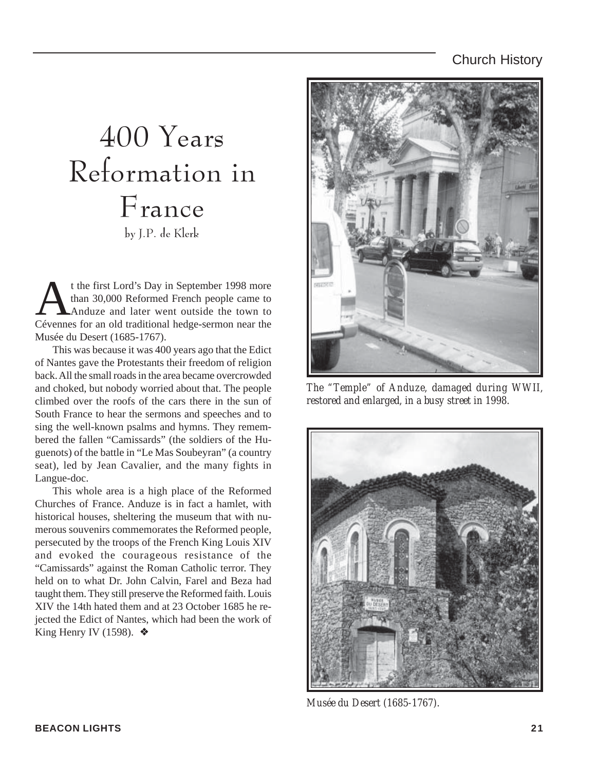# 400 Years Reformation in France

by J.P. de Klerk

At the first Lord's Day in September 1998 more than 30,000 Reformed French people came to Anduze and later went outside the town to Cévennes for an old traditional hedge-sermon near the Musée du Desert (1685-1767).

This was because it was 400 years ago that the Edict of Nantes gave the Protestants their freedom of religion back. All the small roads in the area became overcrowded and choked, but nobody worried about that. The people climbed over the roofs of the cars there in the sun of South France to hear the sermons and speeches and to sing the well-known psalms and hymns. They remembered the fallen "Camissards" (the soldiers of the Huguenots) of the battle in "Le Mas Soubeyran" (a country seat), led by Jean Cavalier, and the many fights in Langue-doc.

This whole area is a high place of the Reformed Churches of France. Anduze is in fact a hamlet, with historical houses, sheltering the museum that with numerous souvenirs commemorates the Reformed people, persecuted by the troops of the French King Louis XIV and evoked the courageous resistance of the "Camissards" against the Roman Catholic terror. They held on to what Dr. John Calvin, Farel and Beza had taught them. They still preserve the Reformed faith. Louis XIV the 14th hated them and at 23 October 1685 he rejected the Edict of Nantes, which had been the work of King Henry IV (1598). ❖

*The "Temple" of Anduze, damaged during WWII, restored and enlarged, in a busy street in 1998.*

*Musée du Desert (1685-1767).*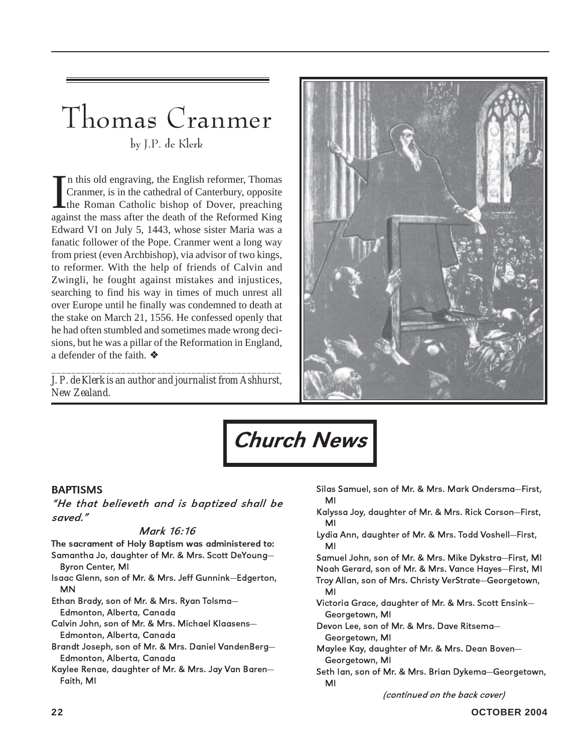# Thomas Cranmer

by J.P. de Klerk

In this old engraving, the English reformer, Thomas Cranmer, is in the cathedral of Canterbury, opposite the Roman Catholic bishop of Dover, preaching against the mass after the death of the Reformed King Edward VI on July 5, 1443, whose sister Maria was a fanatic follower of the Pope. Cranmer went a long way from priest (even Archbishop), via advisor of two kings, to reformer. With the help of friends of Calvin and Zwingli, he fought against mistakes and injustices, searching to find his way in times of much unrest all over Europe until he finally was condemned to death at the stake on March 21, 1556. He confessed openly that he had often stumbled and sometimes made wrong decisions, but he was a pillar of the Reformation in England, a defender of the faith. ❖

---

*J. P. de Klerk is an author and journalist from Ashhurst, New Zealand.*

# Church News

## BAPTISMS

***"He that believeth and is baptized shall be saved."***

*Mark 16:16*

**The sacrament of Holy Baptism was administered to:**

Samantha Jo, daughter of Mr. & Mrs. Scott DeYoung—Byron Center, MI

Isaac Glenn, son of Mr. & Mrs. Jeff Gunnink—Edgerton, MN

Ethan Brady, son of Mr. & Mrs. Ryan Tolsma—Edmonton, Alberta, Canada

Calvin John, son of Mr. & Mrs. Michael Klaasens—Edmonton, Alberta, Canada

Brandt Joseph, son of Mr. & Mrs. Daniel VandenBerg—Edmonton, Alberta, Canada

Kaylee Renae, daughter of Mr. & Mrs. Jay Van Baren—Faith, MI

Silas Samuel, son of Mr. & Mrs. Mark Ondersma—First, MI

Kalyssa Joy, daughter of Mr. & Mrs. Rick Corson—First, MI

Lydia Ann, daughter of Mr. & Mrs. Todd Voshell—First, MI

Samuel John, son of Mr. & Mrs. Mike Dykstra—First, MI

Noah Gerard, son of Mr. & Mrs. Vance Hayes—First, MI

Troy Allan, son of Mrs. Christy VerStrate—Georgetown, MI

Victoria Grace, daughter of Mr. & Mrs. Scott Ensink—Georgetown, MI

Devon Lee, son of Mr. & Mrs. Dave Ritsema—Georgetown, MI

Maylee Kay, daughter of Mr. & Mrs. Dean Boven—Georgetown, MI

Seth Ian, son of Mr. & Mrs. Brian Dykema—Georgetown, MI

*(continued on the back cover)*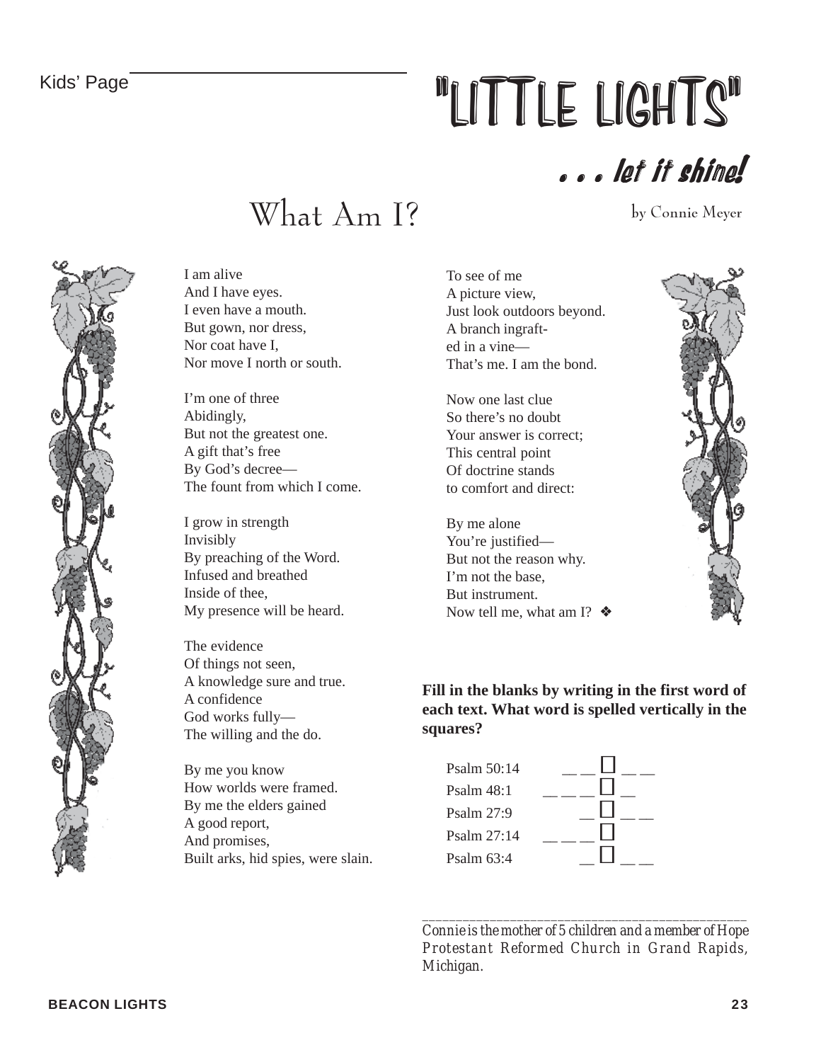Kids' Page

# "LITTLE LIGHTS"

## . . . let it shine!

## What Am I?

by Connie Meyer

I am alive
And I have eyes.
I even have a mouth.
But gown, nor dress,
Nor coat have I,
Nor move I north or south.

I'm one of three
Abidingly,
But not the greatest one.
A gift that's free
By God's decree—
The fount from which I come.

I grow in strength
Invisibly
By preaching of the Word.
Infused and breathed
Inside of thee,
My presence will be heard.

The evidence
Of things not seen,
A knowledge sure and true.
A confidence
God works fully—
The willing and the do.

By me you know
How worlds were framed.
By me the elders gained
A good report,
And promises,
Built arks, hid spies, were slain.

To see of me
A picture view,
Just look outdoors beyond.
A branch ingraft-
ed in a vine—
That's me. I am the bond.

Now one last clue
So there's no doubt
Your answer is correct;
This central point
Of doctrine stands
to comfort and direct:

By me alone
You're justified—
But not the reason why.
I'm not the base,
But instrument.
Now tell me, what am I? ❖

**Fill in the blanks by writing in the first word of each text. What word is spelled vertically in the squares?**

Psalm 50:14 __ __ ☐ __ __
Psalm 48:1 __ __ __ ☐ __
Psalm 27:9 __ ☐ __ __
Psalm 27:14 __ __ __ ☐
Psalm 63:4 __ ☐ __ __

---

*Connie is the mother of 5 children and a member of Hope Protestant Reformed Church in Grand Rapids, Michigan.*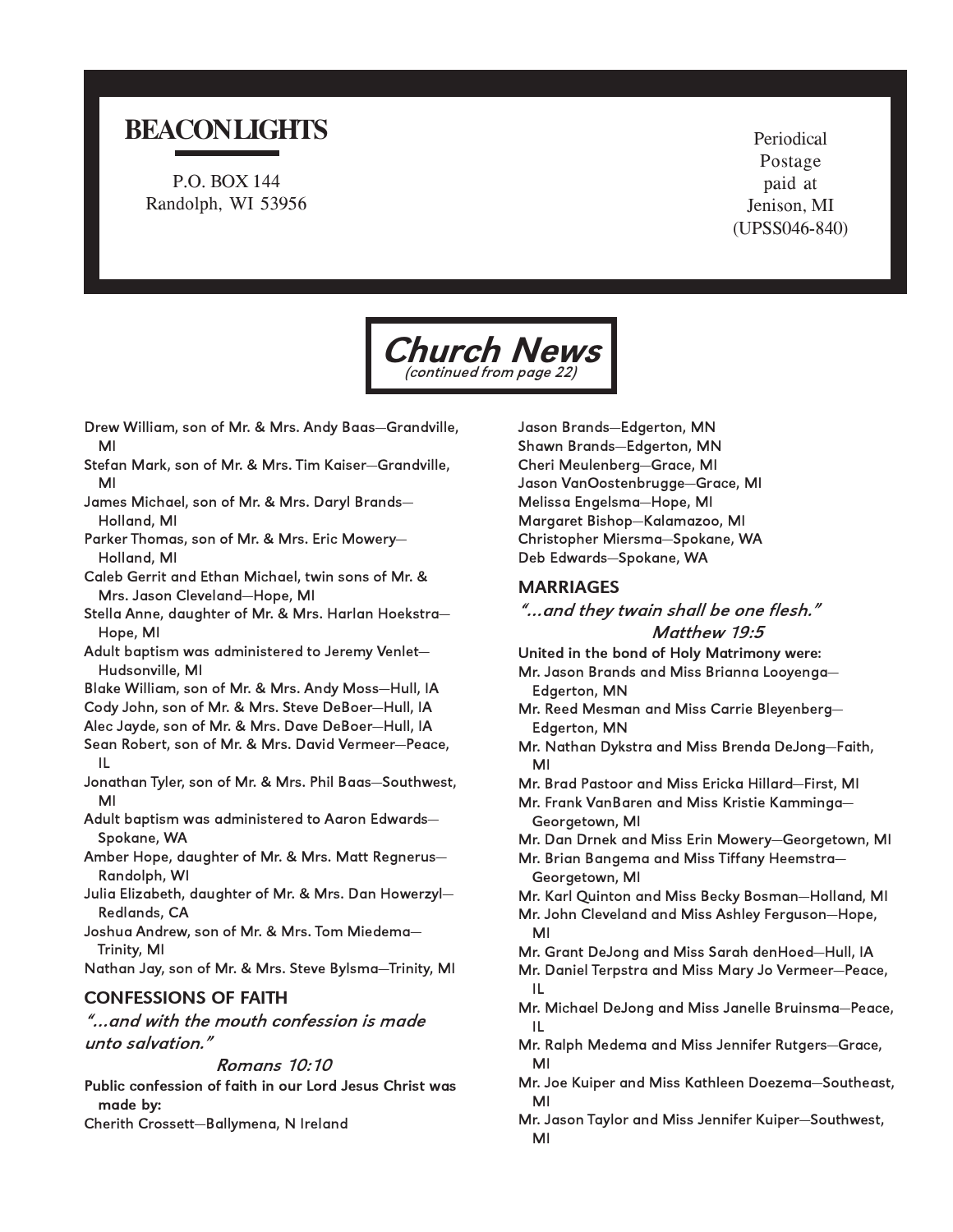**BEACON LIGHTS**

P.O. BOX 144
Randolph, WI 53956

Periodical
Postage
paid at
Jenison, MI
(UPSS046-840)

# Church News

*(continued from page 22)*

Drew William, son of Mr. & Mrs. Andy Baas—Grandville, MI
Stefan Mark, son of Mr. & Mrs. Tim Kaiser—Grandville, MI
James Michael, son of Mr. & Mrs. Daryl Brands—Holland, MI
Parker Thomas, son of Mr. & Mrs. Eric Mowery—Holland, MI
Caleb Gerrit and Ethan Michael, twin sons of Mr. & Mrs. Jason Cleveland—Hope, MI
Stella Anne, daughter of Mr. & Mrs. Harlan Hoekstra—Hope, MI
Adult baptism was administered to Jeremy Venlet—Hudsonville, MI
Blake William, son of Mr. & Mrs. Andy Moss—Hull, IA
Cody John, son of Mr. & Mrs. Steve DeBoer—Hull, IA
Alec Jayde, son of Mr. & Mrs. Dave DeBoer—Hull, IA
Sean Robert, son of Mr. & Mrs. David Vermeer—Peace, IL
Jonathan Tyler, son of Mr. & Mrs. Phil Baas—Southwest, MI
Adult baptism was administered to Aaron Edwards—Spokane, WA
Amber Hope, daughter of Mr. & Mrs. Matt Regnerus—Randolph, WI
Julia Elizabeth, daughter of Mr. & Mrs. Dan Howerzyl—Redlands, CA
Joshua Andrew, son of Mr. & Mrs. Tom Miedema—Trinity, MI
Nathan Jay, son of Mr. & Mrs. Steve Bylsma—Trinity, MI

## CONFESSIONS OF FAITH

*"...and with the mouth confession is made unto salvation."*
*Romans 10:10*

**Public confession of faith in our Lord Jesus Christ was made by:**

Cherith Crossett—Ballymena, N Ireland
Jason Brands—Edgerton, MN
Shawn Brands—Edgerton, MN
Cheri Meulenberg—Grace, MI
Jason VanOostenbrugge—Grace, MI
Melissa Engelsma—Hope, MI
Margaret Bishop—Kalamazoo, MI
Christopher Miersma—Spokane, WA
Deb Edwards—Spokane, WA

## MARRIAGES

*"...and they twain shall be one flesh."*
*Matthew 19:5*

**United in the bond of Holy Matrimony were:**

Mr. Jason Brands and Miss Brianna Looyenga—Edgerton, MN
Mr. Reed Mesman and Miss Carrie Bleyenberg—Edgerton, MN
Mr. Nathan Dykstra and Miss Brenda DeJong—Faith, MI
Mr. Brad Pastoor and Miss Ericka Hillard—First, MI
Mr. Frank VanBaren and Miss Kristie Kamminga—Georgetown, MI
Mr. Dan Drnek and Miss Erin Mowery—Georgetown, MI
Mr. Brian Bangema and Miss Tiffany Heemstra—Georgetown, MI
Mr. Karl Quinton and Miss Becky Bosman—Holland, MI
Mr. John Cleveland and Miss Ashley Ferguson—Hope, MI
Mr. Grant DeJong and Miss Sarah denHoed—Hull, IA
Mr. Daniel Terpstra and Miss Mary Jo Vermeer—Peace, IL
Mr. Michael DeJong and Miss Janelle Bruinsma—Peace, IL
Mr. Ralph Medema and Miss Jennifer Rutgers—Grace, MI
Mr. Joe Kuiper and Miss Kathleen Doezema—Southeast, MI
Mr. Jason Taylor and Miss Jennifer Kuiper—Southwest, MI